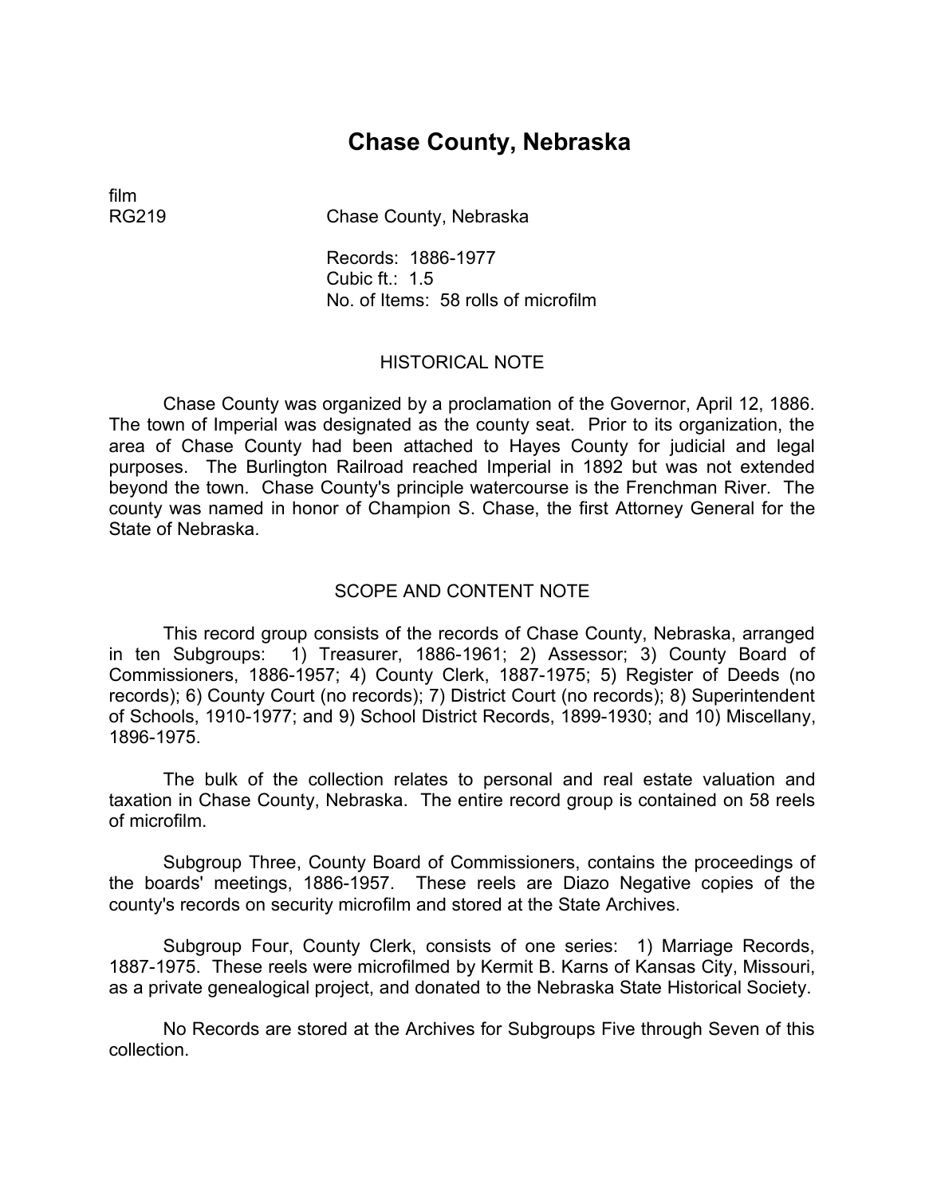# Chase County, Nebraska

film
RG219 Chase County, Nebraska

Records: 1886-1977
Cubic ft.: 1.5
No. of Items: 58 rolls of microfilm

## HISTORICAL NOTE

Chase County was organized by a proclamation of the Governor, April 12, 1886. The town of Imperial was designated as the county seat. Prior to its organization, the area of Chase County had been attached to Hayes County for judicial and legal purposes. The Burlington Railroad reached Imperial in 1892 but was not extended beyond the town. Chase County's principle watercourse is the Frenchman River. The county was named in honor of Champion S. Chase, the first Attorney General for the State of Nebraska.

## SCOPE AND CONTENT NOTE

This record group consists of the records of Chase County, Nebraska, arranged in ten Subgroups: 1) Treasurer, 1886-1961; 2) Assessor; 3) County Board of Commissioners, 1886-1957; 4) County Clerk, 1887-1975; 5) Register of Deeds (no records); 6) County Court (no records); 7) District Court (no records); 8) Superintendent of Schools, 1910-1977; and 9) School District Records, 1899-1930; and 10) Miscellany, 1896-1975.

The bulk of the collection relates to personal and real estate valuation and taxation in Chase County, Nebraska. The entire record group is contained on 58 reels of microfilm.

Subgroup Three, County Board of Commissioners, contains the proceedings of the boards' meetings, 1886-1957. These reels are Diazo Negative copies of the county's records on security microfilm and stored at the State Archives.

Subgroup Four, County Clerk, consists of one series: 1) Marriage Records, 1887-1975. These reels were microfilmed by Kermit B. Karns of Kansas City, Missouri, as a private genealogical project, and donated to the Nebraska State Historical Society.

No Records are stored at the Archives for Subgroups Five through Seven of this collection.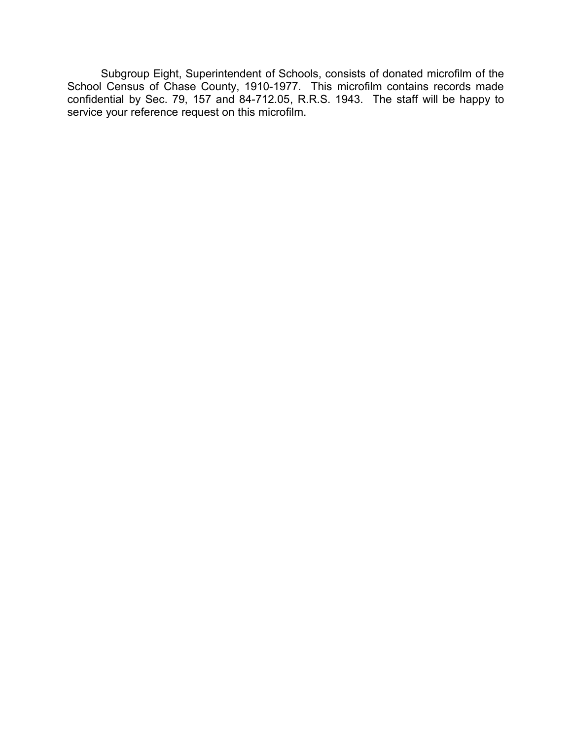Subgroup Eight, Superintendent of Schools, consists of donated microfilm of the School Census of Chase County, 1910-1977. This microfilm contains records made confidential by Sec. 79, 157 and 84-712.05, R.R.S. 1943. The staff will be happy to service your reference request on this microfilm.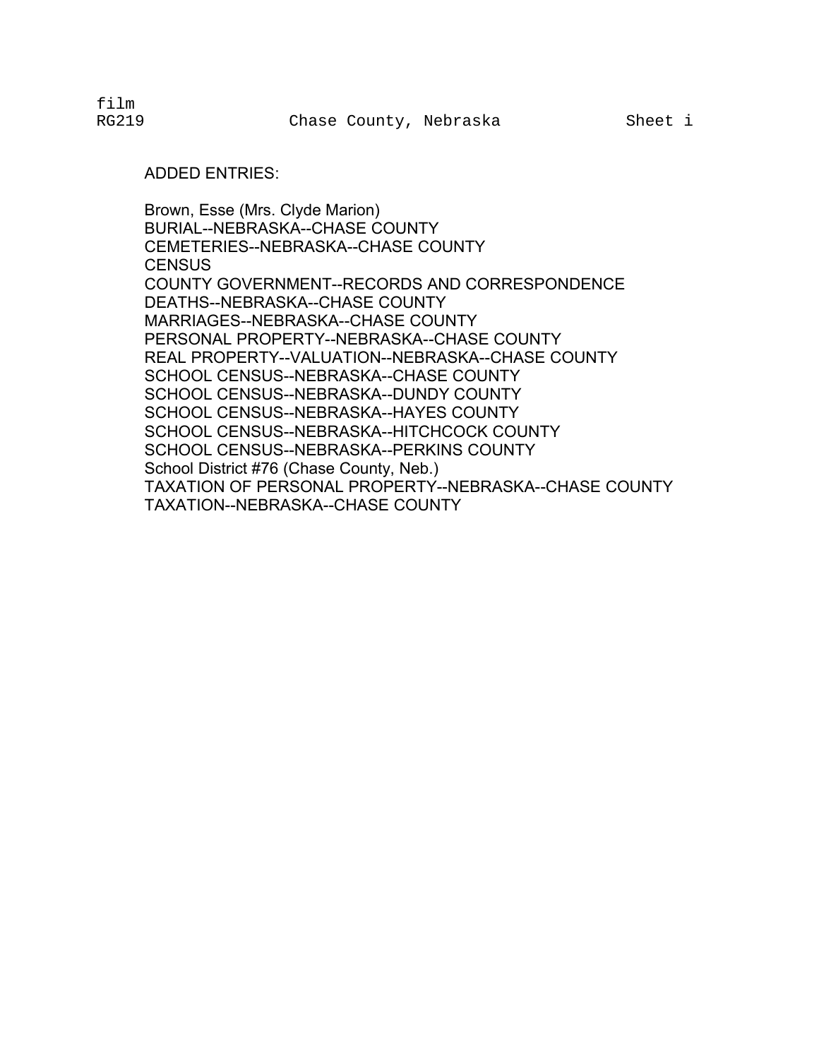ADDED ENTRIES:

Brown, Esse (Mrs. Clyde Marion)
BURIAL--NEBRASKA--CHASE COUNTY
CEMETERIES--NEBRASKA--CHASE COUNTY
CENSUS
COUNTY GOVERNMENT--RECORDS AND CORRESPONDENCE
DEATHS--NEBRASKA--CHASE COUNTY
MARRIAGES--NEBRASKA--CHASE COUNTY
PERSONAL PROPERTY--NEBRASKA--CHASE COUNTY
REAL PROPERTY--VALUATION--NEBRASKA--CHASE COUNTY
SCHOOL CENSUS--NEBRASKA--CHASE COUNTY
SCHOOL CENSUS--NEBRASKA--DUNDY COUNTY
SCHOOL CENSUS--NEBRASKA--HAYES COUNTY
SCHOOL CENSUS--NEBRASKA--HITCHCOCK COUNTY
SCHOOL CENSUS--NEBRASKA--PERKINS COUNTY
School District #76 (Chase County, Neb.)
TAXATION OF PERSONAL PROPERTY--NEBRASKA--CHASE COUNTY
TAXATION--NEBRASKA--CHASE COUNTY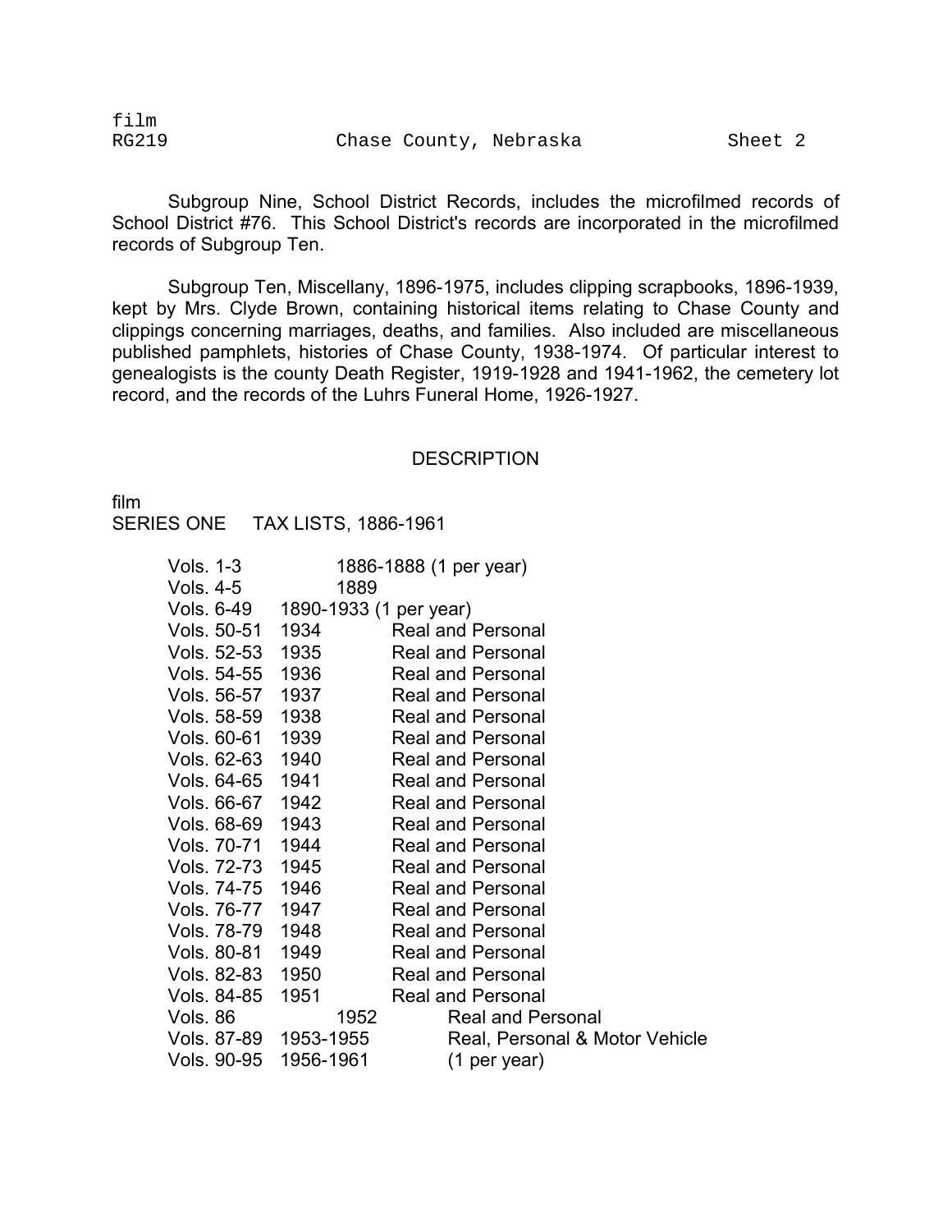Subgroup Nine, School District Records, includes the microfilmed records of School District #76. This School District's records are incorporated in the microfilmed records of Subgroup Ten.

Subgroup Ten, Miscellany, 1896-1975, includes clipping scrapbooks, 1896-1939, kept by Mrs. Clyde Brown, containing historical items relating to Chase County and clippings concerning marriages, deaths, and families. Also included are miscellaneous published pamphlets, histories of Chase County, 1938-1974. Of particular interest to genealogists is the county Death Register, 1919-1928 and 1941-1962, the cemetery lot record, and the records of the Luhrs Funeral Home, 1926-1927.

## DESCRIPTION

film

SERIES ONE TAX LISTS, 1886-1961

| | | |
|---|---|---|
| Vols. 1-3 | 1886-1888 (1 per year) | |
| Vols. 4-5 | 1889 | |
| Vols. 6-49 | 1890-1933 (1 per year) | |
| Vols. 50-51 | 1934 | Real and Personal |
| Vols. 52-53 | 1935 | Real and Personal |
| Vols. 54-55 | 1936 | Real and Personal |
| Vols. 56-57 | 1937 | Real and Personal |
| Vols. 58-59 | 1938 | Real and Personal |
| Vols. 60-61 | 1939 | Real and Personal |
| Vols. 62-63 | 1940 | Real and Personal |
| Vols. 64-65 | 1941 | Real and Personal |
| Vols. 66-67 | 1942 | Real and Personal |
| Vols. 68-69 | 1943 | Real and Personal |
| Vols. 70-71 | 1944 | Real and Personal |
| Vols. 72-73 | 1945 | Real and Personal |
| Vols. 74-75 | 1946 | Real and Personal |
| Vols. 76-77 | 1947 | Real and Personal |
| Vols. 78-79 | 1948 | Real and Personal |
| Vols. 80-81 | 1949 | Real and Personal |
| Vols. 82-83 | 1950 | Real and Personal |
| Vols. 84-85 | 1951 | Real and Personal |
| Vols. 86 | 1952 | Real and Personal |
| Vols. 87-89 | 1953-1955 | Real, Personal & Motor Vehicle |
| Vols. 90-95 | 1956-1961 | (1 per year) |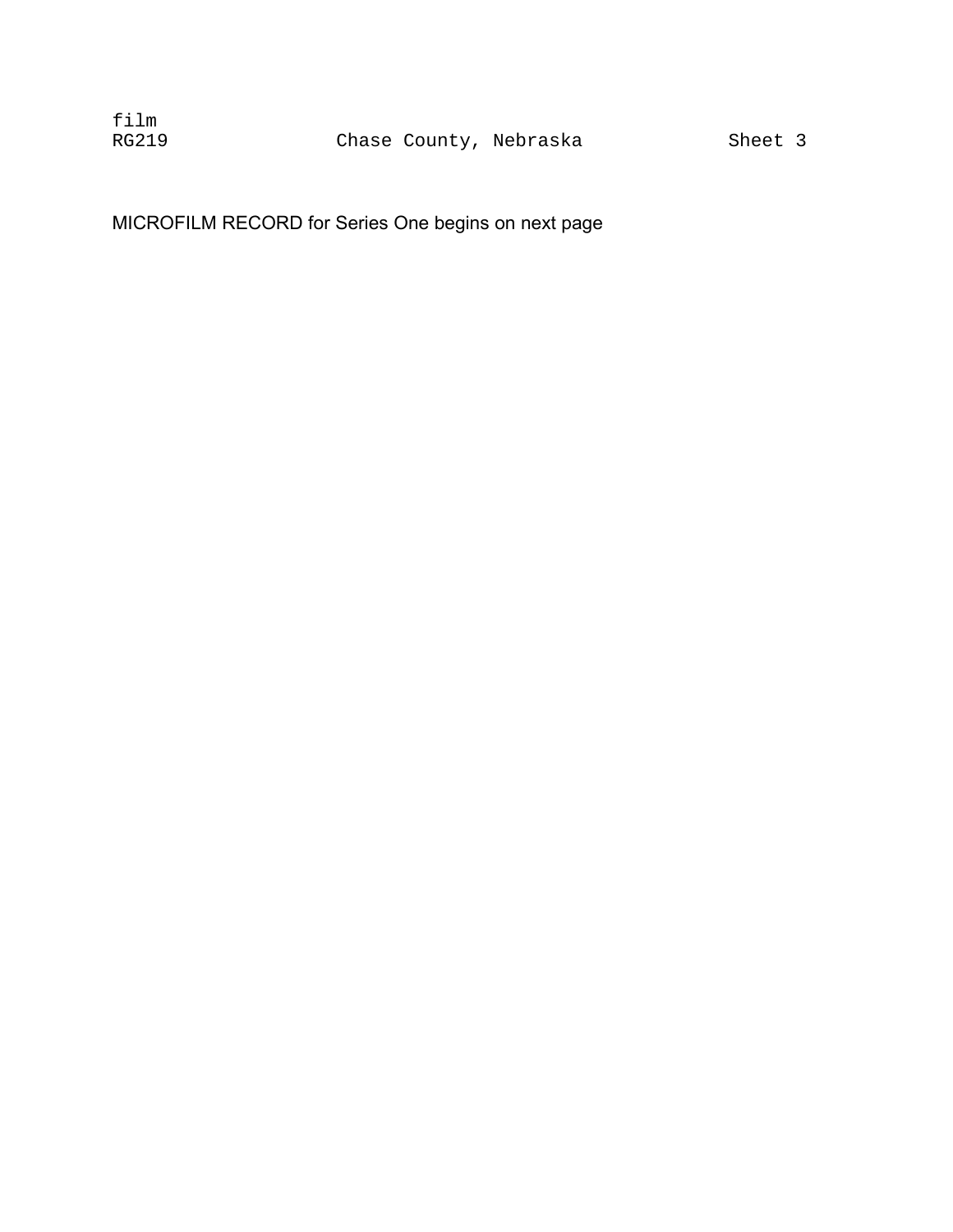MICROFILM RECORD for Series One begins on next page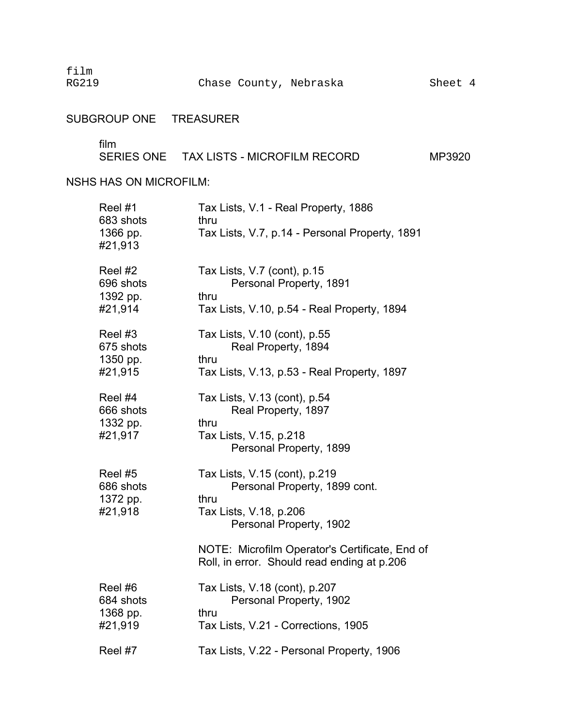film
RG219 Chase County, Nebraska Sheet 4

## SUBGROUP ONE TREASURER

film
### SERIES ONE TAX LISTS - MICROFILM RECORD MP3920

NSHS HAS ON MICROFILM:

| | |
|---|---|
| Reel #1<br>683 shots<br>1366 pp.<br>#21,913 | Tax Lists, V.1 - Real Property, 1886<br>thru<br>Tax Lists, V.7, p.14 - Personal Property, 1891 |
| Reel #2<br>696 shots<br>1392 pp.<br>#21,914 | Tax Lists, V.7 (cont), p.15<br>Personal Property, 1891<br>thru<br>Tax Lists, V.10, p.54 - Real Property, 1894 |
| Reel #3<br>675 shots<br>1350 pp.<br>#21,915 | Tax Lists, V.10 (cont), p.55<br>Real Property, 1894<br>thru<br>Tax Lists, V.13, p.53 - Real Property, 1897 |
| Reel #4<br>666 shots<br>1332 pp.<br>#21,917 | Tax Lists, V.13 (cont), p.54<br>Real Property, 1897<br>thru<br>Tax Lists, V.15, p.218<br>Personal Property, 1899 |
| Reel #5<br>686 shots<br>1372 pp.<br>#21,918 | Tax Lists, V.15 (cont), p.219<br>Personal Property, 1899 cont.<br>thru<br>Tax Lists, V.18, p.206<br>Personal Property, 1902<br><br>NOTE: Microfilm Operator's Certificate, End of Roll, in error. Should read ending at p.206 |
| Reel #6<br>684 shots<br>1368 pp.<br>#21,919 | Tax Lists, V.18 (cont), p.207<br>Personal Property, 1902<br>thru<br>Tax Lists, V.21 - Corrections, 1905 |
| Reel #7 | Tax Lists, V.22 - Personal Property, 1906 |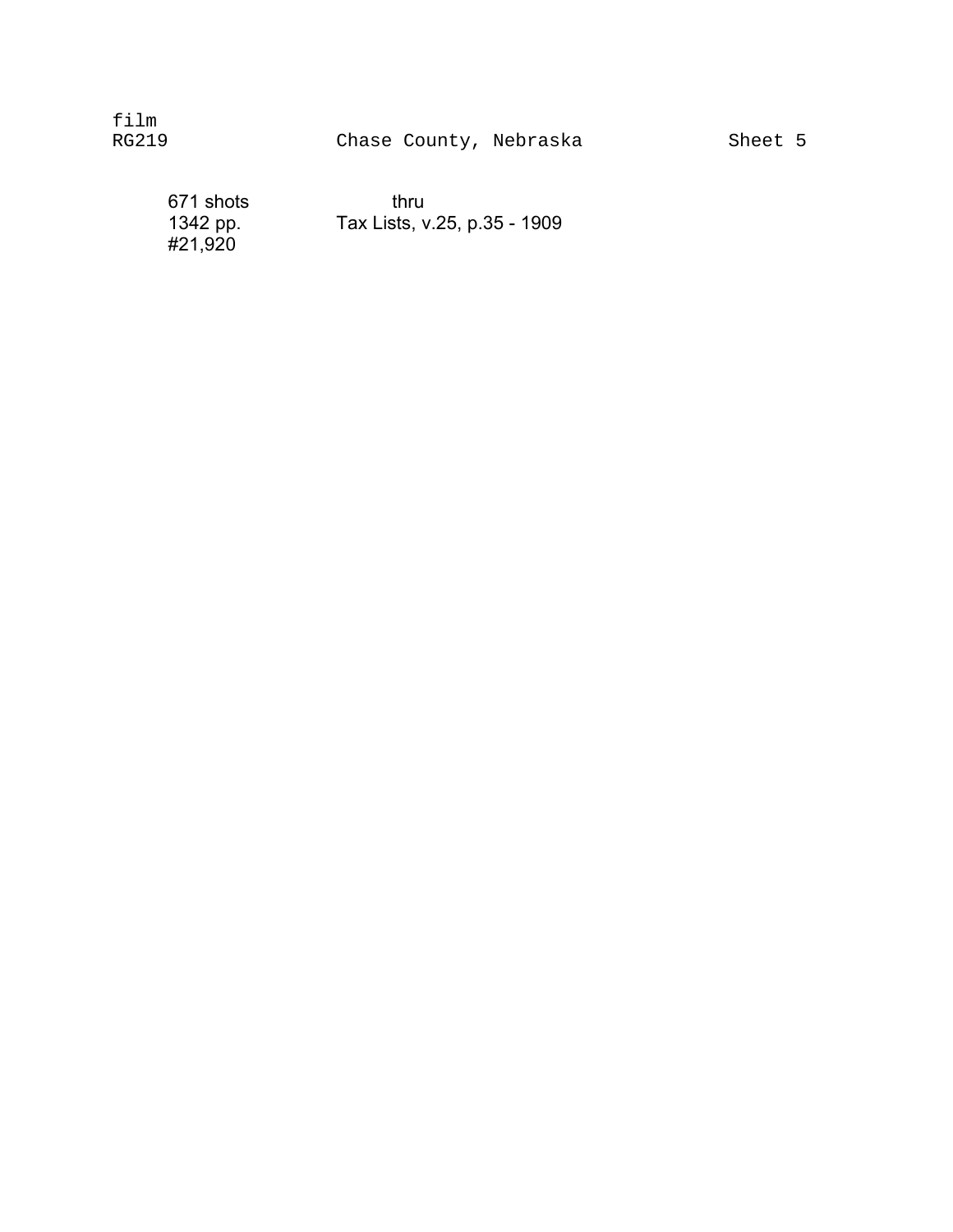film
RG219 Chase County, Nebraska Sheet 5

| | |
|---|---|
| 671 shots | thru |
| 1342 pp. | Tax Lists, v.25, p.35 - 1909 |
| #21,920 | |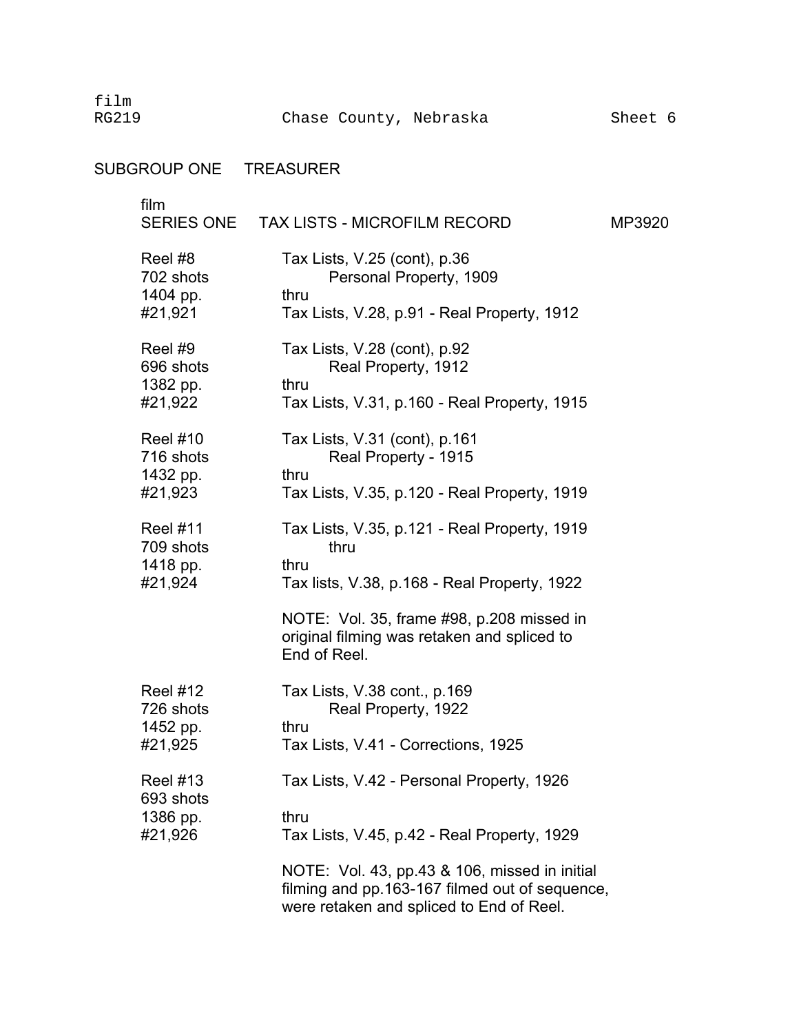film
RG219 Chase County, Nebraska Sheet 6

## SUBGROUP ONE TREASURER

film
### SERIES ONE TAX LISTS - MICROFILM RECORD MP3920

| | |
|---|---|
| Reel #8<br>702 shots<br>1404 pp.<br>#21,921 | Tax Lists, V.25 (cont), p.36<br>Personal Property, 1909<br>thru<br>Tax Lists, V.28, p.91 - Real Property, 1912 |
| Reel #9<br>696 shots<br>1382 pp.<br>#21,922 | Tax Lists, V.28 (cont), p.92<br>Real Property, 1912<br>thru<br>Tax Lists, V.31, p.160 - Real Property, 1915 |
| Reel #10<br>716 shots<br>1432 pp.<br>#21,923 | Tax Lists, V.31 (cont), p.161<br>Real Property - 1915<br>thru<br>Tax Lists, V.35, p.120 - Real Property, 1919 |
| Reel #11<br>709 shots<br>1418 pp.<br>#21,924 | Tax Lists, V.35, p.121 - Real Property, 1919<br>thru<br>thru<br>Tax lists, V.38, p.168 - Real Property, 1922<br><br>NOTE: Vol. 35, frame #98, p.208 missed in original filming was retaken and spliced to End of Reel. |
| Reel #12<br>726 shots<br>1452 pp.<br>#21,925 | Tax Lists, V.38 cont., p.169<br>Real Property, 1922<br>thru<br>Tax Lists, V.41 - Corrections, 1925 |
| Reel #13<br>693 shots<br>1386 pp.<br>#21,926 | Tax Lists, V.42 - Personal Property, 1926<br><br>thru<br>Tax Lists, V.45, p.42 - Real Property, 1929<br><br>NOTE: Vol. 43, pp.43 & 106, missed in initial filming and pp.163-167 filmed out of sequence, were retaken and spliced to End of Reel. |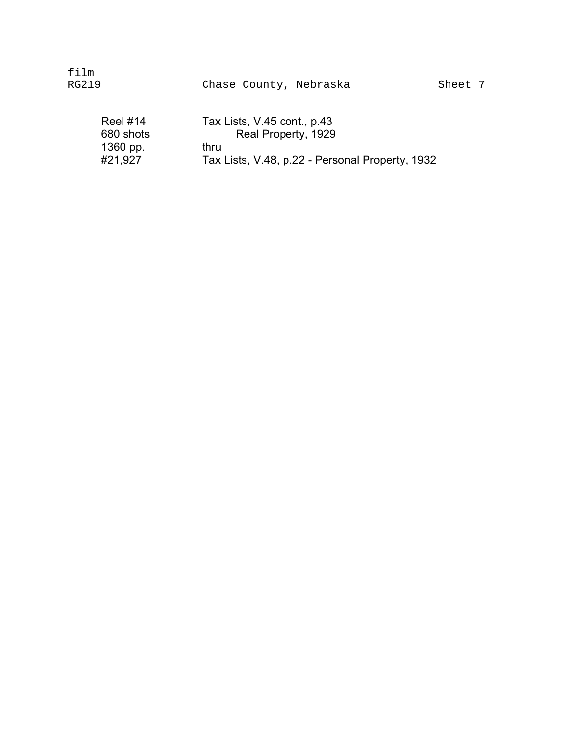film
RG219 Chase County, Nebraska Sheet 7

| | |
|---|---|
| Reel #14 | Tax Lists, V.45 cont., p.43 |
| 680 shots | Real Property, 1929 |
| 1360 pp. | thru |
| #21,927 | Tax Lists, V.48, p.22 - Personal Property, 1932 |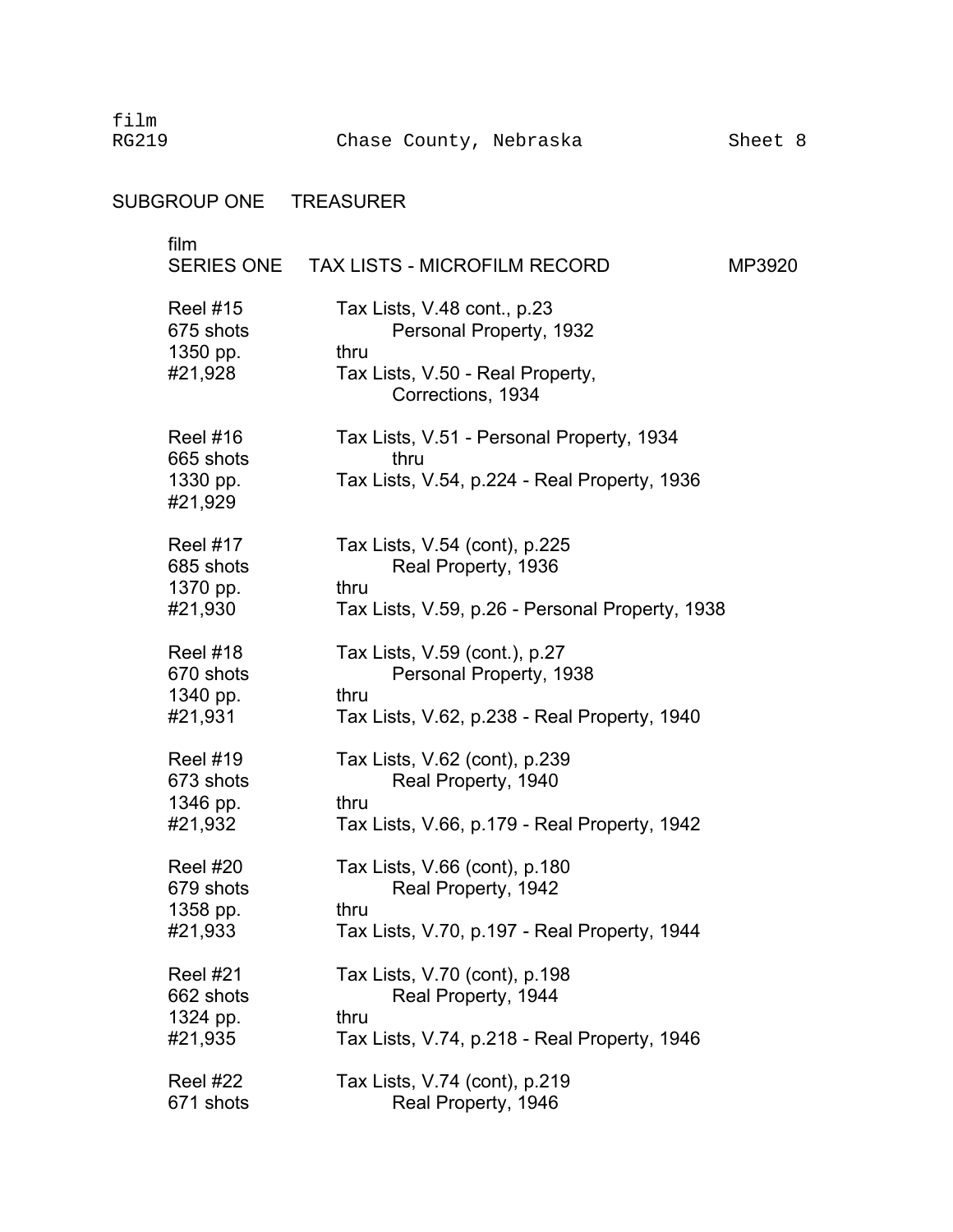film
RG219 Chase County, Nebraska Sheet 8

## SUBGROUP ONE TREASURER

film
### SERIES ONE TAX LISTS - MICROFILM RECORD MP3920

| Reel | Contents |
|---|---|
| Reel #15<br>675 shots<br>1350 pp.<br>#21,928 | Tax Lists, V.48 cont., p.23<br>Personal Property, 1932<br>thru<br>Tax Lists, V.50 - Real Property,<br>Corrections, 1934 |
| Reel #16<br>665 shots<br>1330 pp.<br>#21,929 | Tax Lists, V.51 - Personal Property, 1934<br>thru<br>Tax Lists, V.54, p.224 - Real Property, 1936 |
| Reel #17<br>685 shots<br>1370 pp.<br>#21,930 | Tax Lists, V.54 (cont), p.225<br>Real Property, 1936<br>thru<br>Tax Lists, V.59, p.26 - Personal Property, 1938 |
| Reel #18<br>670 shots<br>1340 pp.<br>#21,931 | Tax Lists, V.59 (cont.), p.27<br>Personal Property, 1938<br>thru<br>Tax Lists, V.62, p.238 - Real Property, 1940 |
| Reel #19<br>673 shots<br>1346 pp.<br>#21,932 | Tax Lists, V.62 (cont), p.239<br>Real Property, 1940<br>thru<br>Tax Lists, V.66, p.179 - Real Property, 1942 |
| Reel #20<br>679 shots<br>1358 pp.<br>#21,933 | Tax Lists, V.66 (cont), p.180<br>Real Property, 1942<br>thru<br>Tax Lists, V.70, p.197 - Real Property, 1944 |
| Reel #21<br>662 shots<br>1324 pp.<br>#21,935 | Tax Lists, V.70 (cont), p.198<br>Real Property, 1944<br>thru<br>Tax Lists, V.74, p.218 - Real Property, 1946 |
| Reel #22<br>671 shots | Tax Lists, V.74 (cont), p.219<br>Real Property, 1946 |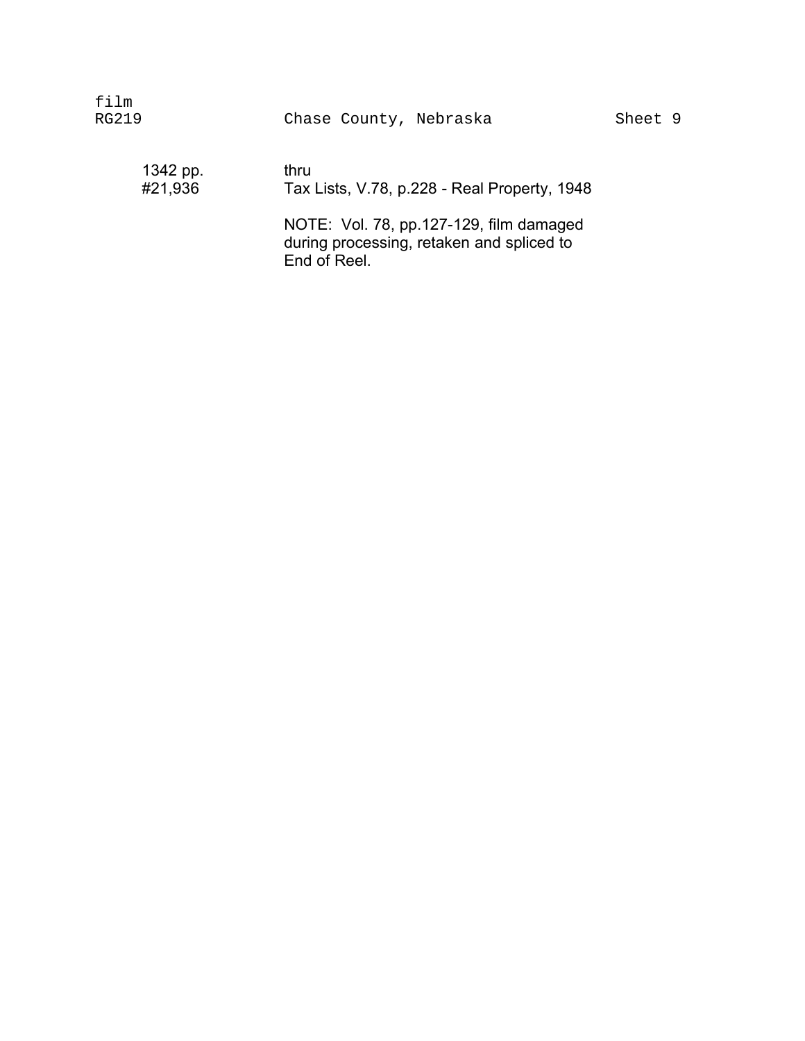film
RG219 Chase County, Nebraska Sheet 9

| | |
|---|---|
| 1342 pp. | thru |
| #21,936 | Tax Lists, V.78, p.228 - Real Property, 1948 |
| | NOTE: Vol. 78, pp.127-129, film damaged during processing, retaken and spliced to End of Reel. |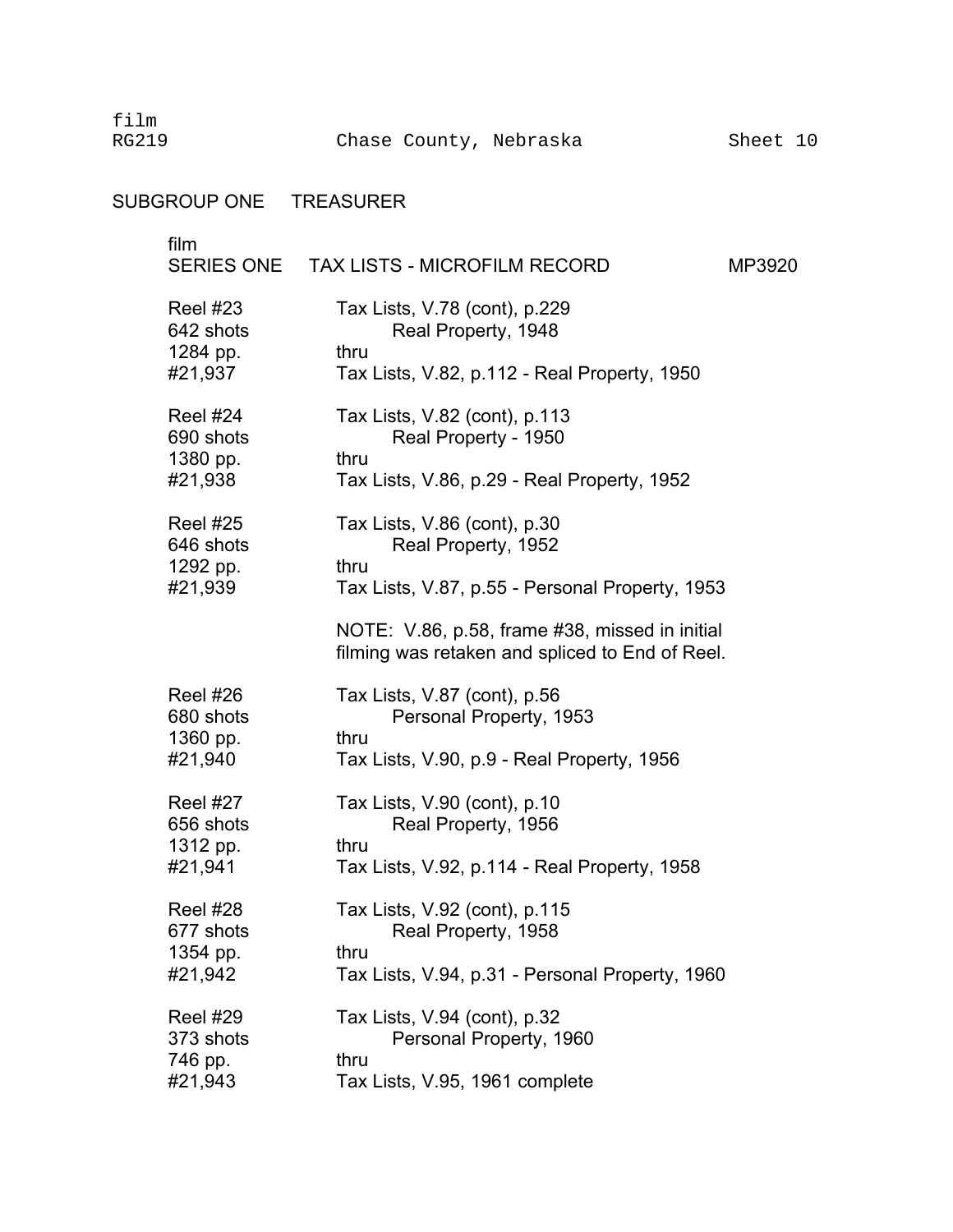film
RG219 Chase County, Nebraska Sheet 10

## SUBGROUP ONE TREASURER

film
### SERIES ONE TAX LISTS - MICROFILM RECORD MP3920

Reel #23
642 shots
1284 pp.
#21,937

Tax Lists, V.78 (cont), p.229
Real Property, 1948
thru
Tax Lists, V.82, p.112 - Real Property, 1950

Reel #24
690 shots
1380 pp.
#21,938

Tax Lists, V.82 (cont), p.113
Real Property - 1950
thru
Tax Lists, V.86, p.29 - Real Property, 1952

Reel #25
646 shots
1292 pp.
#21,939

Tax Lists, V.86 (cont), p.30
Real Property, 1952
thru
Tax Lists, V.87, p.55 - Personal Property, 1953

NOTE: V.86, p.58, frame #38, missed in initial filming was retaken and spliced to End of Reel.

Reel #26
680 shots
1360 pp.
#21,940

Tax Lists, V.87 (cont), p.56
Personal Property, 1953
thru
Tax Lists, V.90, p.9 - Real Property, 1956

Reel #27
656 shots
1312 pp.
#21,941

Tax Lists, V.90 (cont), p.10
Real Property, 1956
thru
Tax Lists, V.92, p.114 - Real Property, 1958

Reel #28
677 shots
1354 pp.
#21,942

Tax Lists, V.92 (cont), p.115
Real Property, 1958
thru
Tax Lists, V.94, p.31 - Personal Property, 1960

Reel #29
373 shots
746 pp.
#21,943

Tax Lists, V.94 (cont), p.32
Personal Property, 1960
thru
Tax Lists, V.95, 1961 complete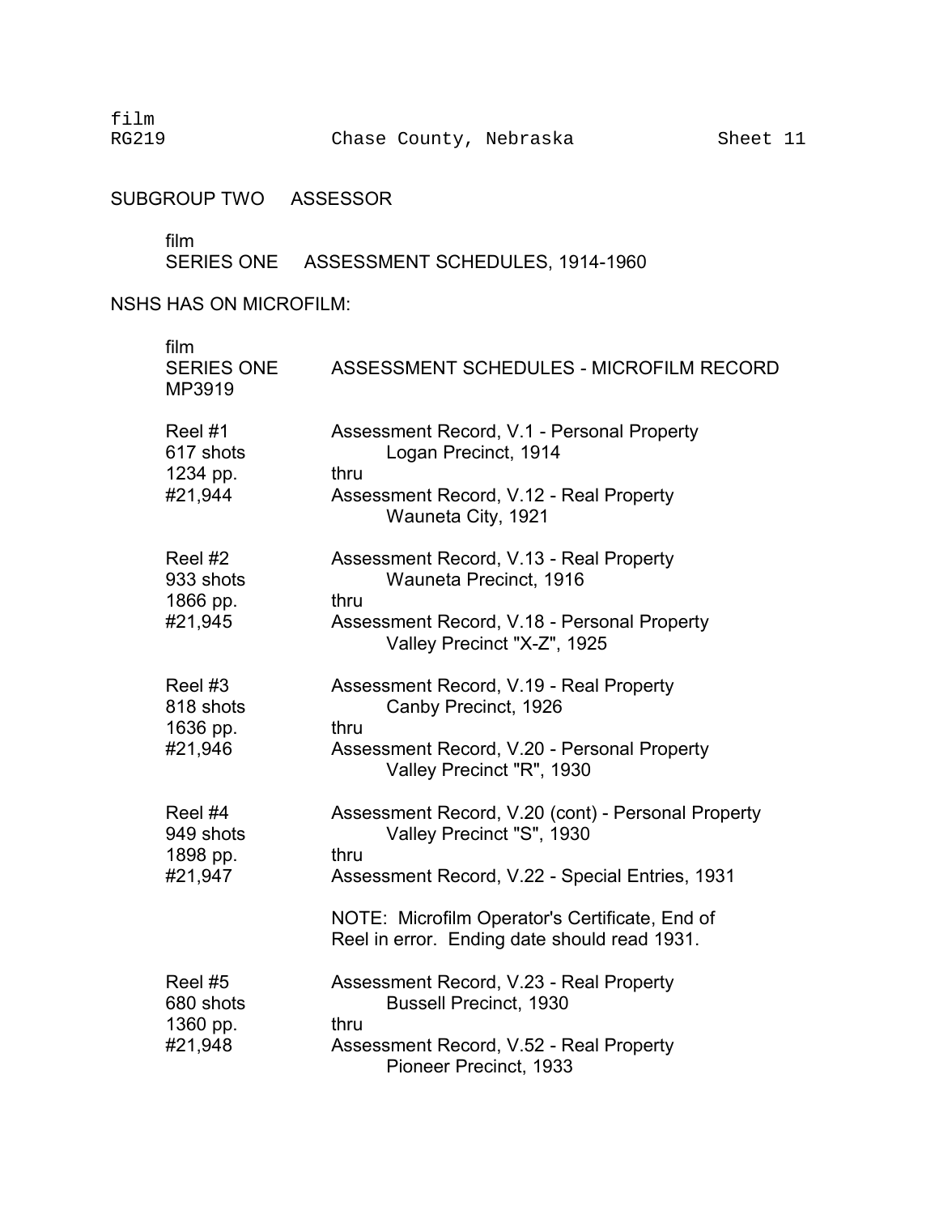film
RG219 Chase County, Nebraska Sheet 11

## SUBGROUP TWO ASSESSOR

film
### SERIES ONE ASSESSMENT SCHEDULES, 1914-1960

NSHS HAS ON MICROFILM:

film
SERIES ONE ASSESSMENT SCHEDULES - MICROFILM RECORD
MP3919

| | |
|---|---|
| Reel #1<br>617 shots<br>1234 pp.<br>#21,944 | Assessment Record, V.1 - Personal Property<br>Logan Precinct, 1914<br>thru<br>Assessment Record, V.12 - Real Property<br>Wauneta City, 1921 |
| Reel #2<br>933 shots<br>1866 pp.<br>#21,945 | Assessment Record, V.13 - Real Property<br>Wauneta Precinct, 1916<br>thru<br>Assessment Record, V.18 - Personal Property<br>Valley Precinct "X-Z", 1925 |
| Reel #3<br>818 shots<br>1636 pp.<br>#21,946 | Assessment Record, V.19 - Real Property<br>Canby Precinct, 1926<br>thru<br>Assessment Record, V.20 - Personal Property<br>Valley Precinct "R", 1930 |
| Reel #4<br>949 shots<br>1898 pp.<br>#21,947 | Assessment Record, V.20 (cont) - Personal Property<br>Valley Precinct "S", 1930<br>thru<br>Assessment Record, V.22 - Special Entries, 1931<br><br>NOTE: Microfilm Operator's Certificate, End of Reel in error. Ending date should read 1931. |
| Reel #5<br>680 shots<br>1360 pp.<br>#21,948 | Assessment Record, V.23 - Real Property<br>Bussell Precinct, 1930<br>thru<br>Assessment Record, V.52 - Real Property<br>Pioneer Precinct, 1933 |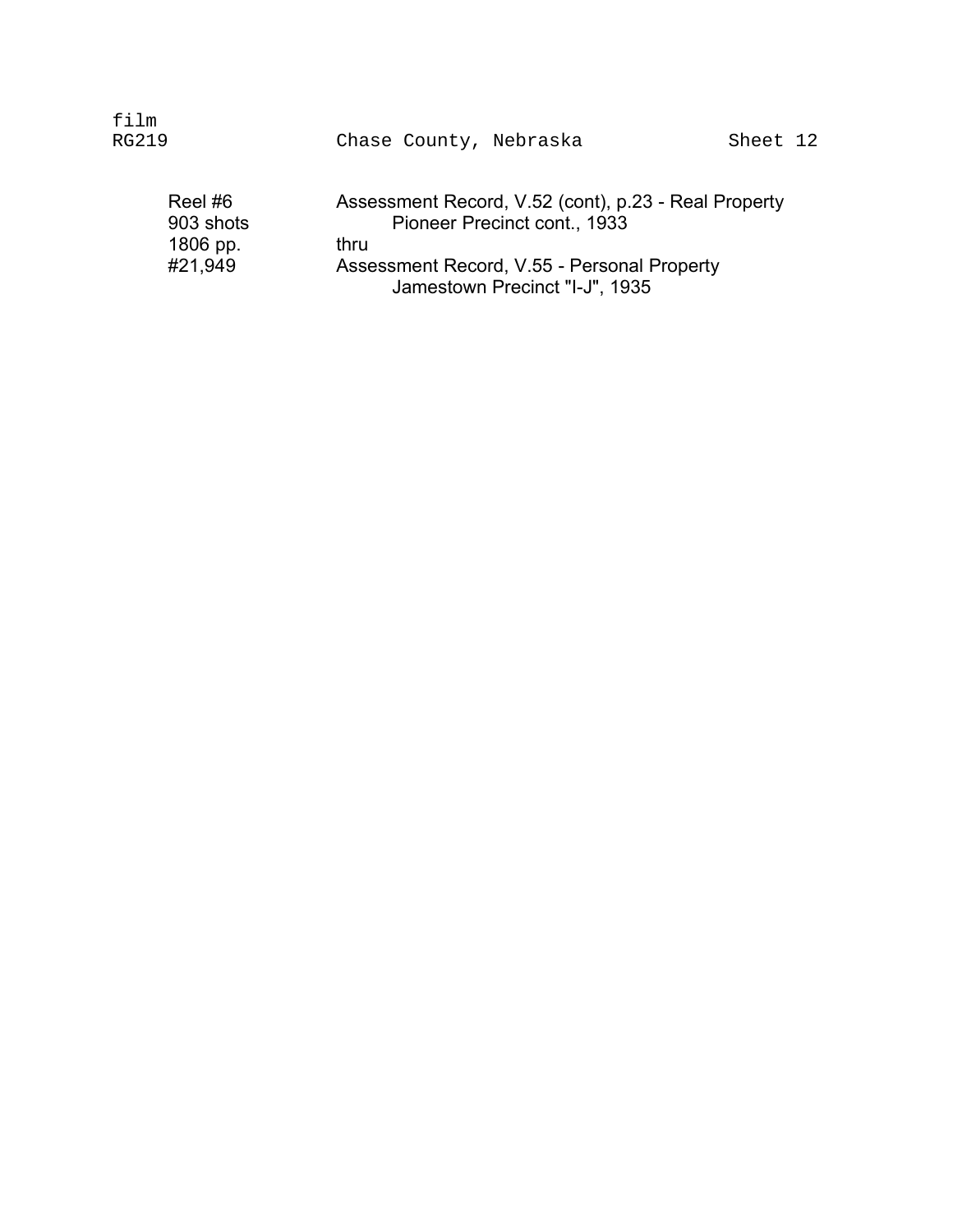film
RG219 Chase County, Nebraska Sheet 12

| | |
|---|---|
| Reel #6 | Assessment Record, V.52 (cont), p.23 - Real Property |
| 903 shots | Pioneer Precinct cont., 1933 |
| 1806 pp. | thru |
| #21,949 | Assessment Record, V.55 - Personal Property |
| | Jamestown Precinct "I-J", 1935 |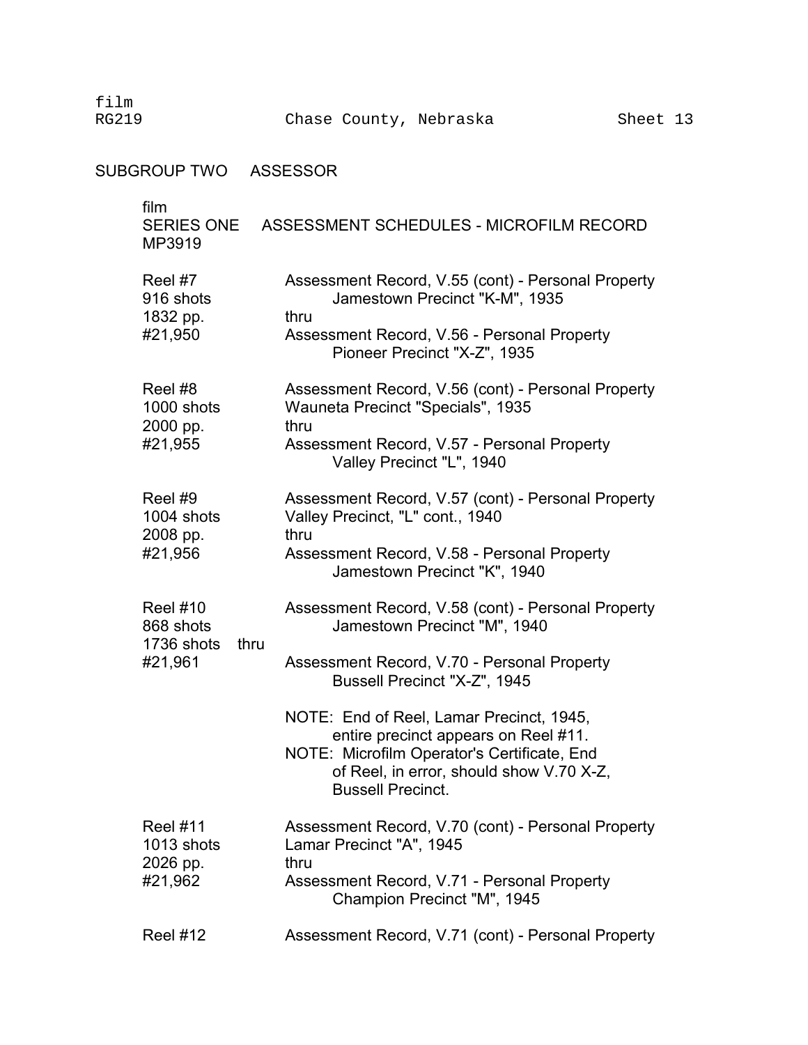film
RG219 Chase County, Nebraska Sheet 13

## SUBGROUP TWO ASSESSOR

film
### SERIES ONE ASSESSMENT SCHEDULES - MICROFILM RECORD
MP3919

| | |
|---|---|
| Reel #7<br>916 shots<br>1832 pp.<br>#21,950 | Assessment Record, V.55 (cont) - Personal Property<br>Jamestown Precinct "K-M", 1935<br>thru<br>Assessment Record, V.56 - Personal Property<br>Pioneer Precinct "X-Z", 1935 |
| Reel #8<br>1000 shots<br>2000 pp.<br>#21,955 | Assessment Record, V.56 (cont) - Personal Property<br>Wauneta Precinct "Specials", 1935<br>thru<br>Assessment Record, V.57 - Personal Property<br>Valley Precinct "L", 1940 |
| Reel #9<br>1004 shots<br>2008 pp.<br>#21,956 | Assessment Record, V.57 (cont) - Personal Property<br>Valley Precinct, "L" cont., 1940<br>thru<br>Assessment Record, V.58 - Personal Property<br>Jamestown Precinct "K", 1940 |
| Reel #10<br>868 shots<br>1736 shots thru<br>#21,961 | Assessment Record, V.58 (cont) - Personal Property<br>Jamestown Precinct "M", 1940<br><br>Assessment Record, V.70 - Personal Property<br>Bussell Precinct "X-Z", 1945<br><br>NOTE: End of Reel, Lamar Precinct, 1945, entire precinct appears on Reel #11.<br>NOTE: Microfilm Operator's Certificate, End of Reel, in error, should show V.70 X-Z, Bussell Precinct. |
| Reel #11<br>1013 shots<br>2026 pp.<br>#21,962 | Assessment Record, V.70 (cont) - Personal Property<br>Lamar Precinct "A", 1945<br>thru<br>Assessment Record, V.71 - Personal Property<br>Champion Precinct "M", 1945 |
| Reel #12 | Assessment Record, V.71 (cont) - Personal Property |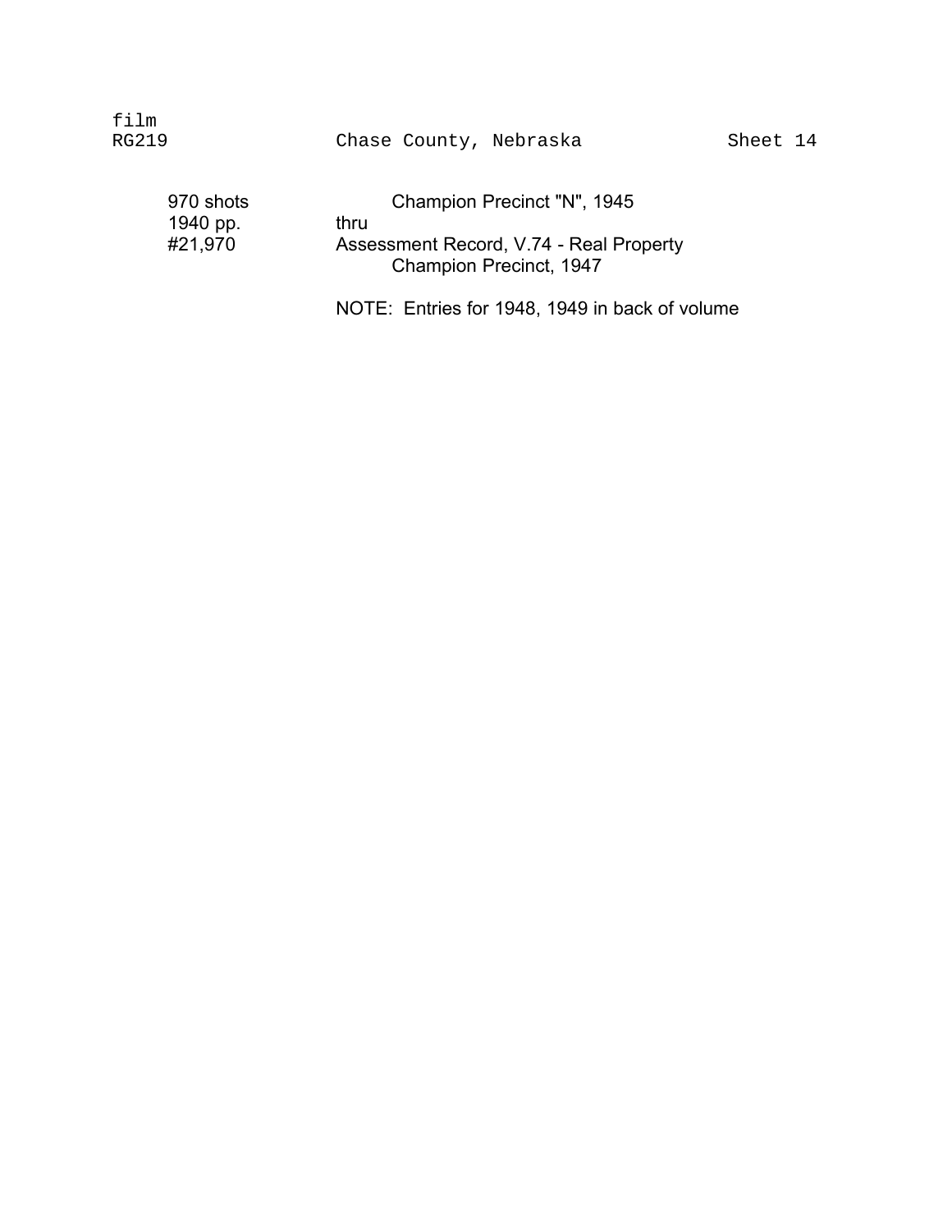film
RG219 Chase County, Nebraska Sheet 14

| | |
|---|---|
| 970 shots | Champion Precinct "N", 1945 |
| 1940 pp. | thru |
| #21,970 | Assessment Record, V.74 - Real Property |
| | Champion Precinct, 1947 |
| | |
| | NOTE: Entries for 1948, 1949 in back of volume |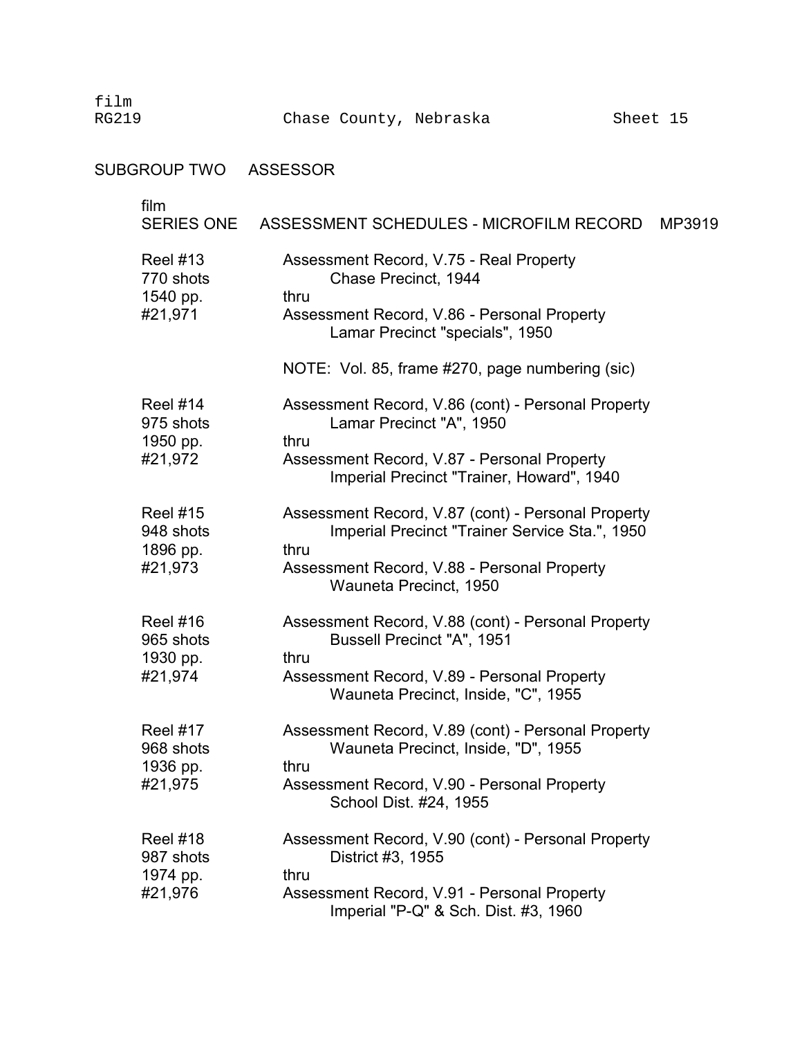film
RG219 Chase County, Nebraska Sheet 15

## SUBGROUP TWO ASSESSOR

### film SERIES ONE ASSESSMENT SCHEDULES - MICROFILM RECORD MP3919

| | |
|---|---|
| Reel #13<br>770 shots<br>1540 pp.<br>#21,971 | Assessment Record, V.75 - Real Property<br>Chase Precinct, 1944<br>thru<br>Assessment Record, V.86 - Personal Property<br>Lamar Precinct "specials", 1950<br><br>NOTE: Vol. 85, frame #270, page numbering (sic) |
| Reel #14<br>975 shots<br>1950 pp.<br>#21,972 | Assessment Record, V.86 (cont) - Personal Property<br>Lamar Precinct "A", 1950<br>thru<br>Assessment Record, V.87 - Personal Property<br>Imperial Precinct "Trainer, Howard", 1940 |
| Reel #15<br>948 shots<br>1896 pp.<br>#21,973 | Assessment Record, V.87 (cont) - Personal Property<br>Imperial Precinct "Trainer Service Sta.", 1950<br>thru<br>Assessment Record, V.88 - Personal Property<br>Wauneta Precinct, 1950 |
| Reel #16<br>965 shots<br>1930 pp.<br>#21,974 | Assessment Record, V.88 (cont) - Personal Property<br>Bussell Precinct "A", 1951<br>thru<br>Assessment Record, V.89 - Personal Property<br>Wauneta Precinct, Inside, "C", 1955 |
| Reel #17<br>968 shots<br>1936 pp.<br>#21,975 | Assessment Record, V.89 (cont) - Personal Property<br>Wauneta Precinct, Inside, "D", 1955<br>thru<br>Assessment Record, V.90 - Personal Property<br>School Dist. #24, 1955 |
| Reel #18<br>987 shots<br>1974 pp.<br>#21,976 | Assessment Record, V.90 (cont) - Personal Property<br>District #3, 1955<br>thru<br>Assessment Record, V.91 - Personal Property<br>Imperial "P-Q" & Sch. Dist. #3, 1960 |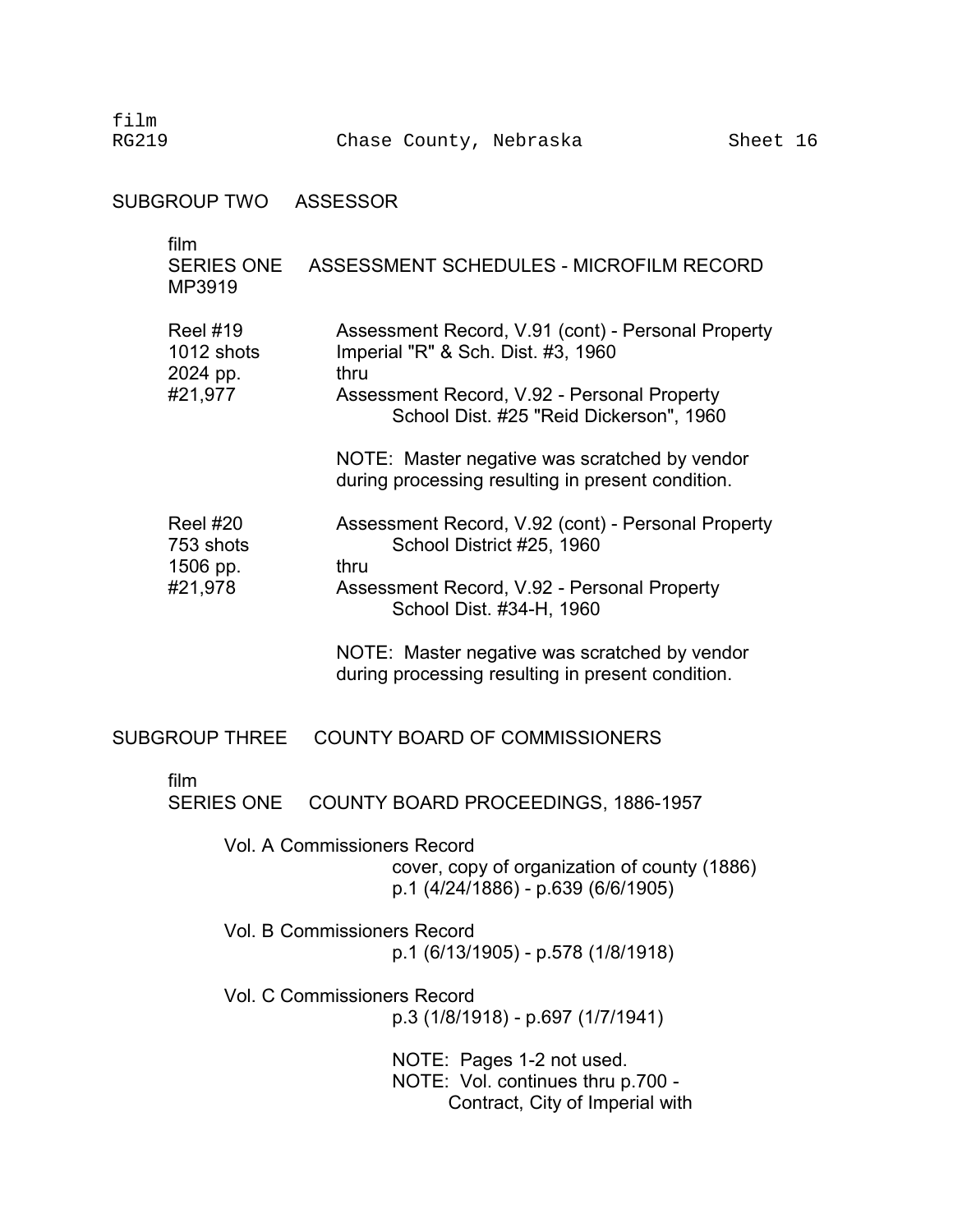film
RG219 Chase County, Nebraska Sheet 16

## SUBGROUP TWO ASSESSOR

film
### SERIES ONE ASSESSMENT SCHEDULES - MICROFILM RECORD
MP3919

| | |
|---|---|
| Reel #19<br>1012 shots<br>2024 pp.<br>#21,977 | Assessment Record, V.91 (cont) - Personal Property<br>Imperial "R" & Sch. Dist. #3, 1960<br>thru<br>Assessment Record, V.92 - Personal Property<br>School Dist. #25 "Reid Dickerson", 1960<br><br>NOTE: Master negative was scratched by vendor during processing resulting in present condition. |
| Reel #20<br>753 shots<br>1506 pp.<br>#21,978 | Assessment Record, V.92 (cont) - Personal Property<br>School District #25, 1960<br>thru<br>Assessment Record, V.92 - Personal Property<br>School Dist. #34-H, 1960<br><br>NOTE: Master negative was scratched by vendor during processing resulting in present condition. |

## SUBGROUP THREE COUNTY BOARD OF COMMISSIONERS

film
### SERIES ONE COUNTY BOARD PROCEEDINGS, 1886-1957

Vol. A Commissioners Record
cover, copy of organization of county (1886)
p.1 (4/24/1886) - p.639 (6/6/1905)

Vol. B Commissioners Record
p.1 (6/13/1905) - p.578 (1/8/1918)

Vol. C Commissioners Record
p.3 (1/8/1918) - p.697 (1/7/1941)

NOTE: Pages 1-2 not used.
NOTE: Vol. continues thru p.700 -
Contract, City of Imperial with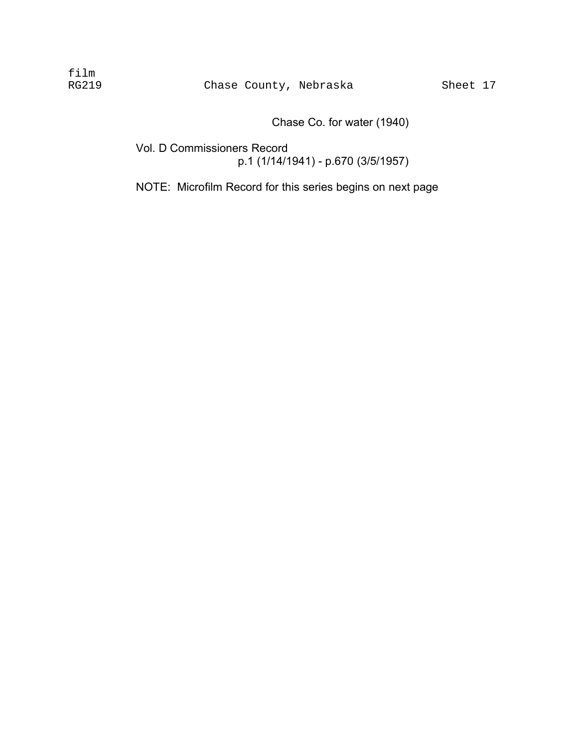Chase Co. for water (1940)

Vol. D Commissioners Record
p.1 (1/14/1941) - p.670 (3/5/1957)

NOTE: Microfilm Record for this series begins on next page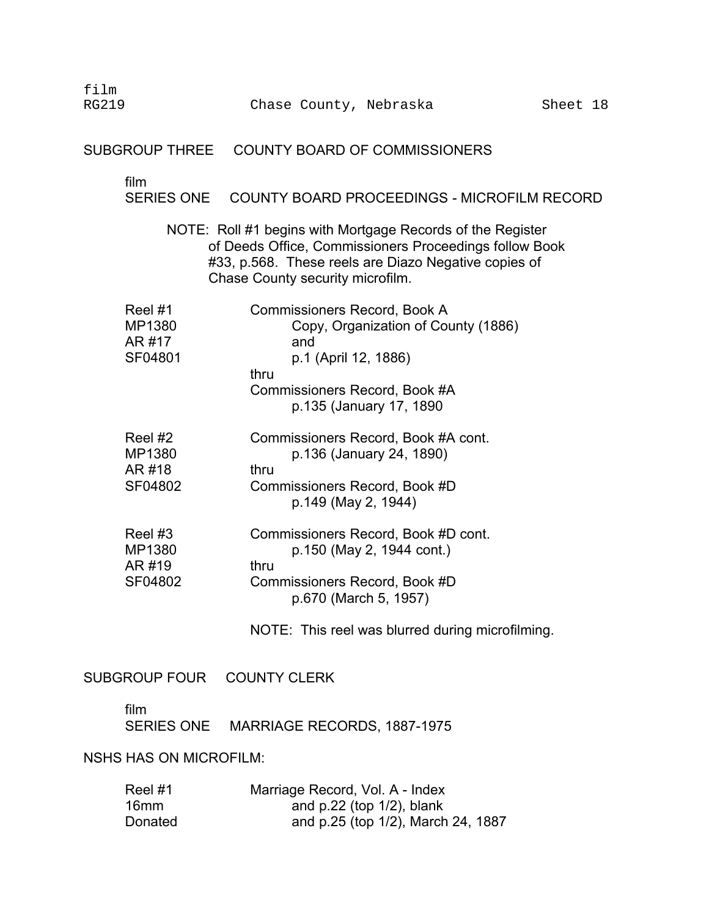film
RG219 Chase County, Nebraska Sheet 18

## SUBGROUP THREE COUNTY BOARD OF COMMISSIONERS

film
### SERIES ONE COUNTY BOARD PROCEEDINGS - MICROFILM RECORD

NOTE: Roll #1 begins with Mortgage Records of the Register of Deeds Office, Commissioners Proceedings follow Book #33, p.568. These reels are Diazo Negative copies of Chase County security microfilm.

| | |
|---|---|
| Reel #1<br>MP1380<br>AR #17<br>SF04801 | Commissioners Record, Book A<br>Copy, Organization of County (1886)<br>and<br>p.1 (April 12, 1886)<br>thru<br>Commissioners Record, Book #A<br>p.135 (January 17, 1890 |
| Reel #2<br>MP1380<br>AR #18<br>SF04802 | Commissioners Record, Book #A cont.<br>p.136 (January 24, 1890)<br>thru<br>Commissioners Record, Book #D<br>p.149 (May 2, 1944) |
| Reel #3<br>MP1380<br>AR #19<br>SF04802 | Commissioners Record, Book #D cont.<br>p.150 (May 2, 1944 cont.)<br>thru<br>Commissioners Record, Book #D<br>p.670 (March 5, 1957)<br><br>NOTE: This reel was blurred during microfilming. |

## SUBGROUP FOUR COUNTY CLERK

film
### SERIES ONE MARRIAGE RECORDS, 1887-1975

NSHS HAS ON MICROFILM:

| | |
|---|---|
| Reel #1<br>16mm<br>Donated | Marriage Record, Vol. A - Index<br>and p.22 (top 1/2), blank<br>and p.25 (top 1/2), March 24, 1887 |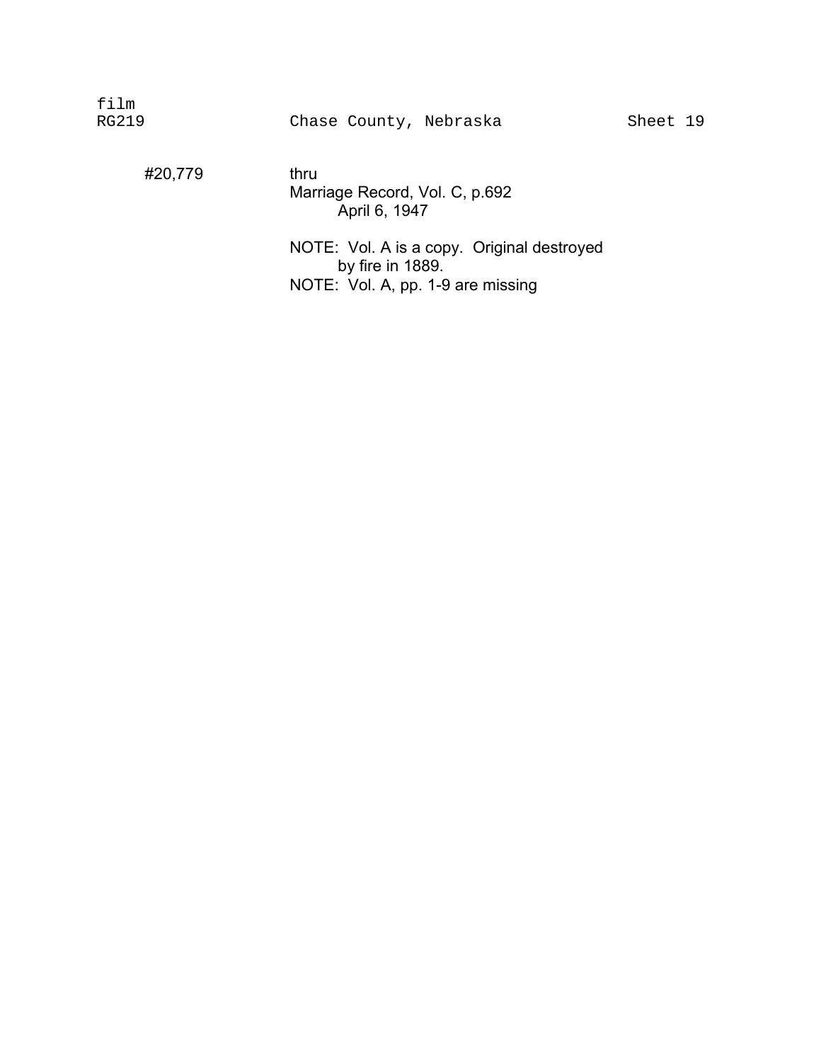film
RG219 Chase County, Nebraska Sheet 19

#20,779 thru
Marriage Record, Vol. C, p.692
April 6, 1947

NOTE: Vol. A is a copy. Original destroyed by fire in 1889.
NOTE: Vol. A, pp. 1-9 are missing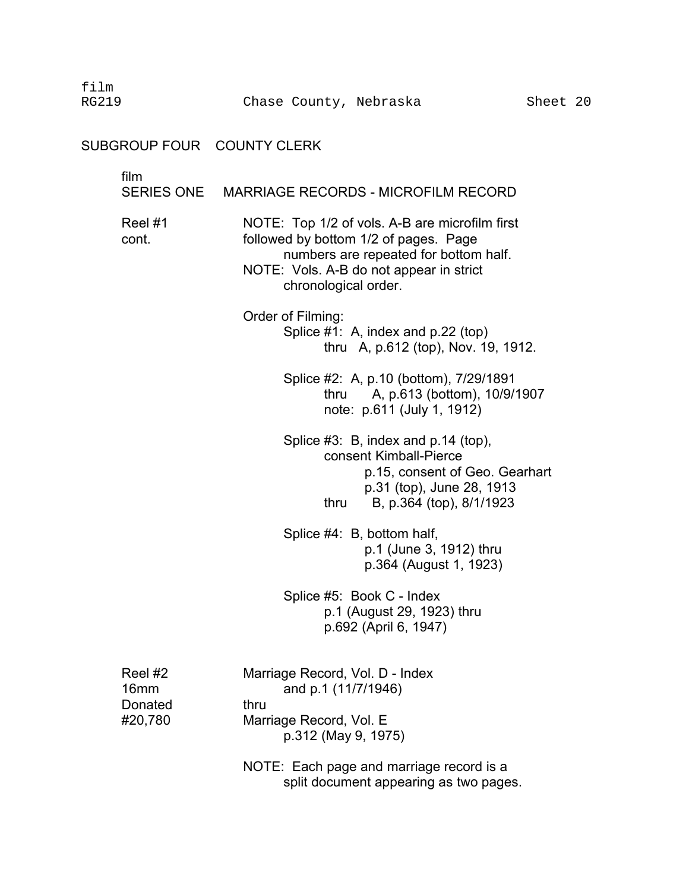film
RG219 Chase County, Nebraska Sheet 20

## SUBGROUP FOUR COUNTY CLERK

### film SERIES ONE MARRIAGE RECORDS - MICROFILM RECORD

| | |
|---|---|
| Reel #1 cont. | NOTE: Top 1/2 of vols. A-B are microfilm first followed by bottom 1/2 of pages. Page numbers are repeated for bottom half.<br>NOTE: Vols. A-B do not appear in strict chronological order.<br><br>Order of Filming:<br>Splice #1: A, index and p.22 (top) thru A, p.612 (top), Nov. 19, 1912.<br><br>Splice #2: A, p.10 (bottom), 7/29/1891 thru A, p.613 (bottom), 10/9/1907<br>note: p.611 (July 1, 1912)<br><br>Splice #3: B, index and p.14 (top), consent Kimball-Pierce<br>p.15, consent of Geo. Gearhart<br>p.31 (top), June 28, 1913<br>thru B, p.364 (top), 8/1/1923<br><br>Splice #4: B, bottom half, p.1 (June 3, 1912) thru p.364 (August 1, 1923)<br><br>Splice #5: Book C - Index p.1 (August 29, 1923) thru p.692 (April 6, 1947) |
| Reel #2<br>16mm<br>Donated<br>#20,780 | Marriage Record, Vol. D - Index and p.1 (11/7/1946)<br>thru<br>Marriage Record, Vol. E p.312 (May 9, 1975)<br><br>NOTE: Each page and marriage record is a split document appearing as two pages. |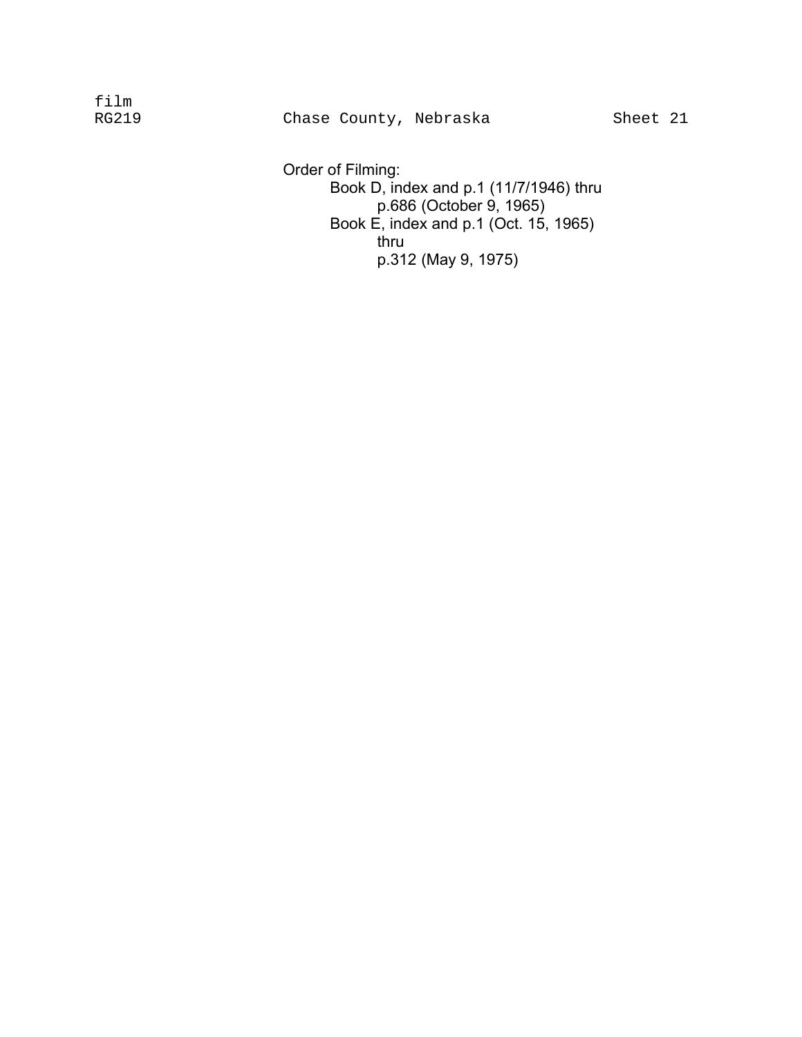film
RG219 Chase County, Nebraska Sheet 21

Order of Filming:

- Book D, index and p.1 (11/7/1946) thru
  - p.686 (October 9, 1965)
- Book E, index and p.1 (Oct. 15, 1965)
  - thru
  - p.312 (May 9, 1975)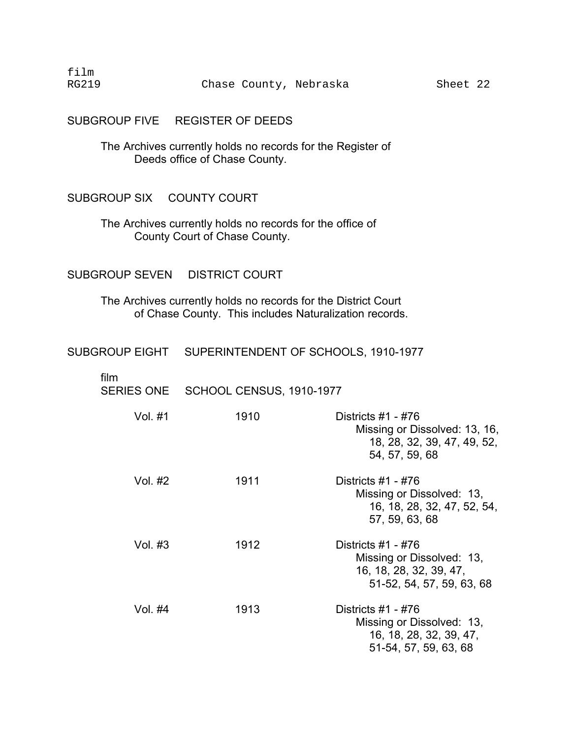film
RG219 Chase County, Nebraska Sheet 22

## SUBGROUP FIVE REGISTER OF DEEDS

The Archives currently holds no records for the Register of Deeds office of Chase County.

## SUBGROUP SIX COUNTY COURT

The Archives currently holds no records for the office of County Court of Chase County.

## SUBGROUP SEVEN DISTRICT COURT

The Archives currently holds no records for the District Court of Chase County. This includes Naturalization records.

## SUBGROUP EIGHT SUPERINTENDENT OF SCHOOLS, 1910-1977

film
### SERIES ONE SCHOOL CENSUS, 1910-1977

| Vol. | Year | Contents |
|---|---|---|
| Vol. #1 | 1910 | Districts #1 - #76<br>Missing or Dissolved: 13, 16, 18, 28, 32, 39, 47, 49, 52, 54, 57, 59, 68 |
| Vol. #2 | 1911 | Districts #1 - #76<br>Missing or Dissolved: 13, 16, 18, 28, 32, 47, 52, 54, 57, 59, 63, 68 |
| Vol. #3 | 1912 | Districts #1 - #76<br>Missing or Dissolved: 13, 16, 18, 28, 32, 39, 47, 51-52, 54, 57, 59, 63, 68 |
| Vol. #4 | 1913 | Districts #1 - #76<br>Missing or Dissolved: 13, 16, 18, 28, 32, 39, 47, 51-54, 57, 59, 63, 68 |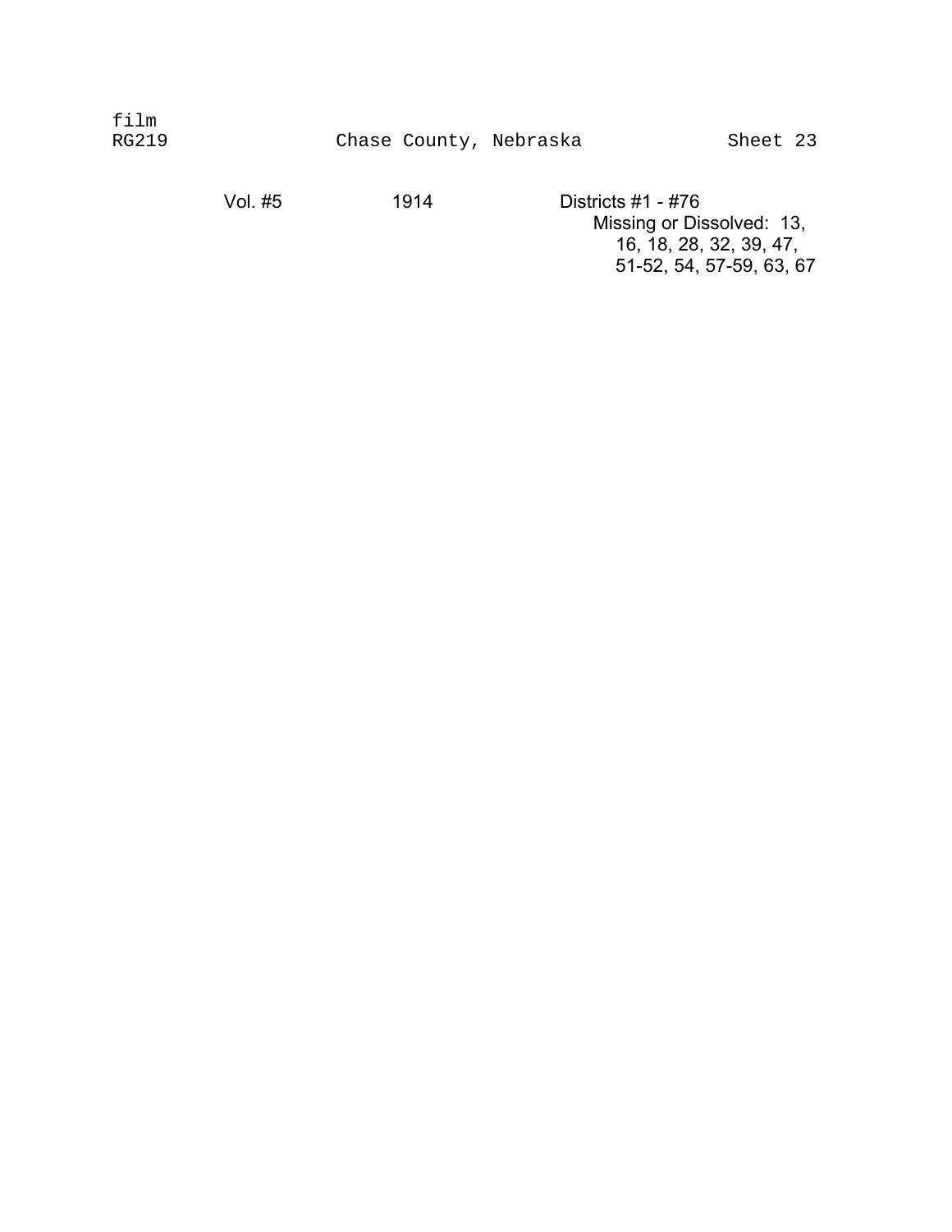film
RG219 Chase County, Nebraska Sheet 23

| Vol. #5 | 1914 | Districts #1 - #76<br>Missing or Dissolved: 13, 16, 18, 28, 32, 39, 47, 51-52, 54, 57-59, 63, 67 |
|---|---|---|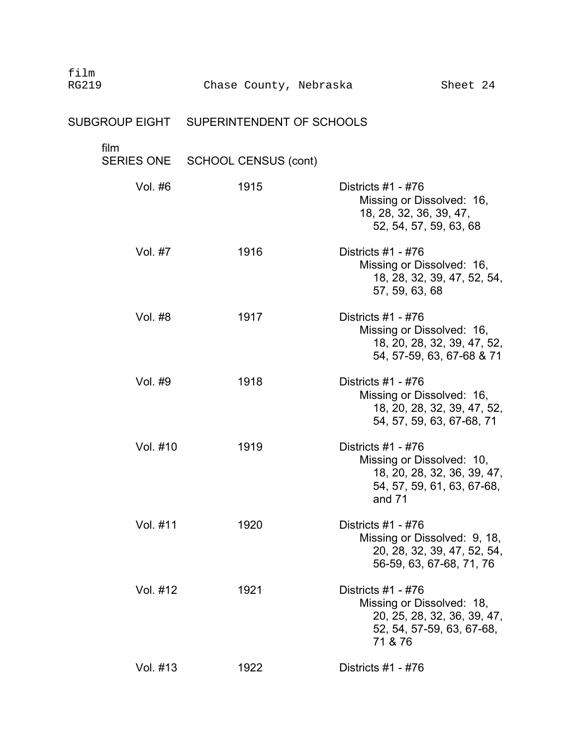film
RG219 Chase County, Nebraska Sheet 24

## SUBGROUP EIGHT SUPERINTENDENT OF SCHOOLS

film
### SERIES ONE SCHOOL CENSUS (cont)

| | | |
|---|---|---|
| Vol. #6 | 1915 | Districts #1 - #76<br>Missing or Dissolved: 16, 18, 28, 32, 36, 39, 47, 52, 54, 57, 59, 63, 68 |
| Vol. #7 | 1916 | Districts #1 - #76<br>Missing or Dissolved: 16, 18, 28, 32, 39, 47, 52, 54, 57, 59, 63, 68 |
| Vol. #8 | 1917 | Districts #1 - #76<br>Missing or Dissolved: 16, 18, 20, 28, 32, 39, 47, 52, 54, 57-59, 63, 67-68 & 71 |
| Vol. #9 | 1918 | Districts #1 - #76<br>Missing or Dissolved: 16, 18, 20, 28, 32, 39, 47, 52, 54, 57, 59, 63, 67-68, 71 |
| Vol. #10 | 1919 | Districts #1 - #76<br>Missing or Dissolved: 10, 18, 20, 28, 32, 36, 39, 47, 54, 57, 59, 61, 63, 67-68, and 71 |
| Vol. #11 | 1920 | Districts #1 - #76<br>Missing or Dissolved: 9, 18, 20, 28, 32, 39, 47, 52, 54, 56-59, 63, 67-68, 71, 76 |
| Vol. #12 | 1921 | Districts #1 - #76<br>Missing or Dissolved: 18, 20, 25, 28, 32, 36, 39, 47, 52, 54, 57-59, 63, 67-68, 71 & 76 |
| Vol. #13 | 1922 | Districts #1 - #76 |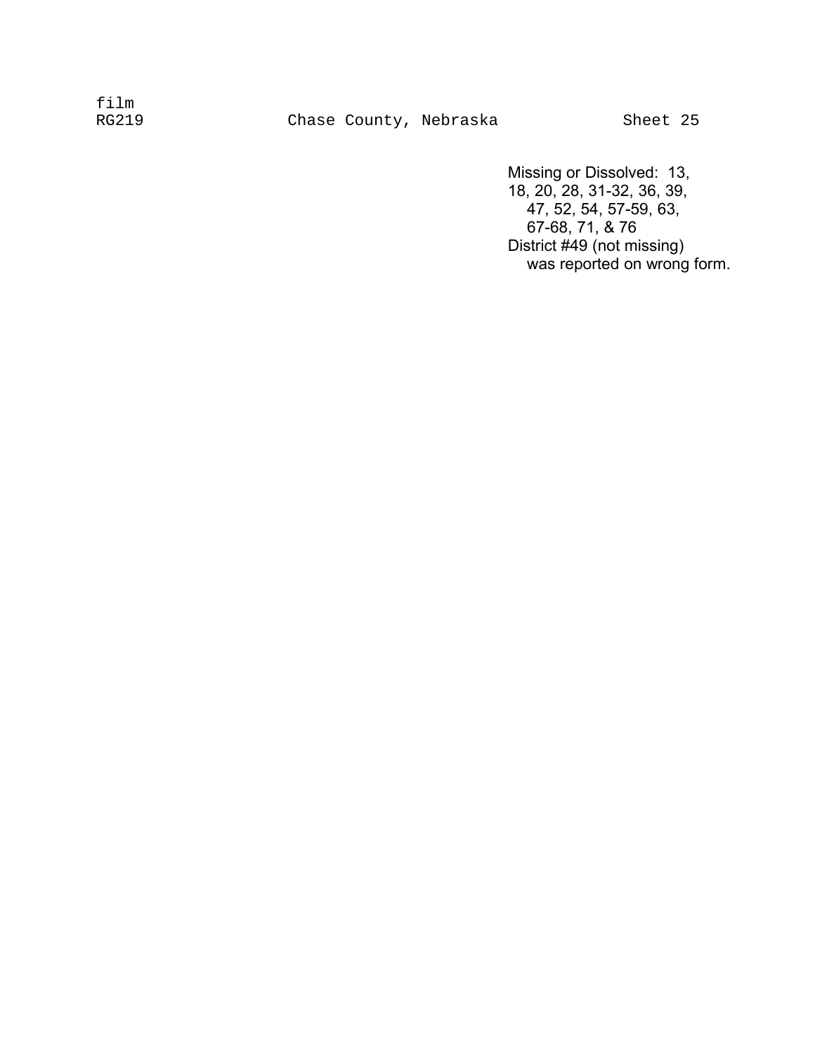film
RG219 Chase County, Nebraska Sheet 25

Missing or Dissolved: 13, 18, 20, 28, 31-32, 36, 39, 47, 52, 54, 57-59, 63, 67-68, 71, & 76

District #49 (not missing) was reported on wrong form.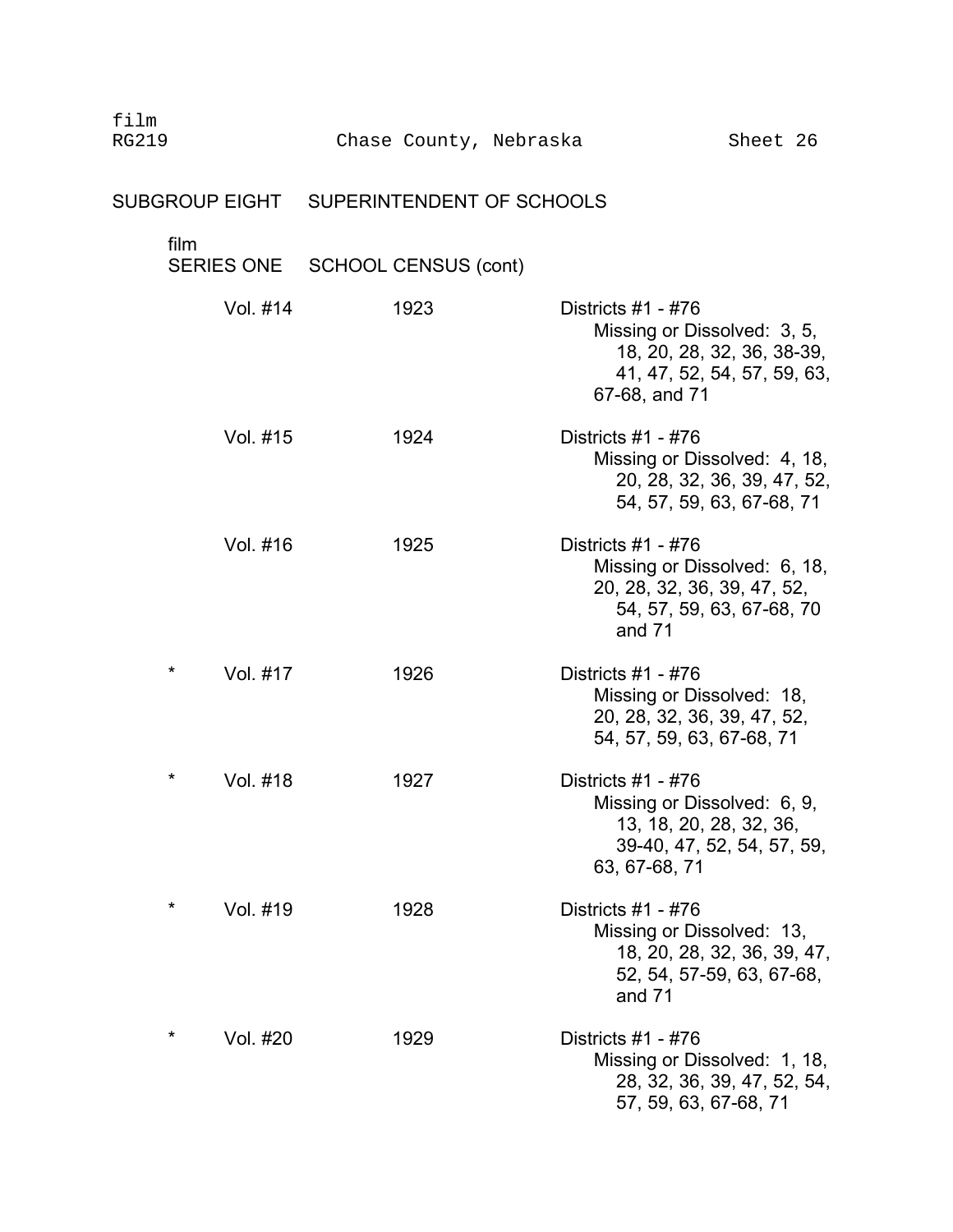film
RG219 Chase County, Nebraska Sheet 26

## SUBGROUP EIGHT SUPERINTENDENT OF SCHOOLS

film
### SERIES ONE SCHOOL CENSUS (cont)

| | Vol. | Year | Districts |
|---|---|---|---|
| | Vol. #14 | 1923 | Districts #1 - #76 Missing or Dissolved: 3, 5, 18, 20, 28, 32, 36, 38-39, 41, 47, 52, 54, 57, 59, 63, 67-68, and 71 |
| | Vol. #15 | 1924 | Districts #1 - #76 Missing or Dissolved: 4, 18, 20, 28, 32, 36, 39, 47, 52, 54, 57, 59, 63, 67-68, 71 |
| | Vol. #16 | 1925 | Districts #1 - #76 Missing or Dissolved: 6, 18, 20, 28, 32, 36, 39, 47, 52, 54, 57, 59, 63, 67-68, 70 and 71 |
| * | Vol. #17 | 1926 | Districts #1 - #76 Missing or Dissolved: 18, 20, 28, 32, 36, 39, 47, 52, 54, 57, 59, 63, 67-68, 71 |
| * | Vol. #18 | 1927 | Districts #1 - #76 Missing or Dissolved: 6, 9, 13, 18, 20, 28, 32, 36, 39-40, 47, 52, 54, 57, 59, 63, 67-68, 71 |
| * | Vol. #19 | 1928 | Districts #1 - #76 Missing or Dissolved: 13, 18, 20, 28, 32, 36, 39, 47, 52, 54, 57-59, 63, 67-68, and 71 |
| * | Vol. #20 | 1929 | Districts #1 - #76 Missing or Dissolved: 1, 18, 28, 32, 36, 39, 47, 52, 54, 57, 59, 63, 67-68, 71 |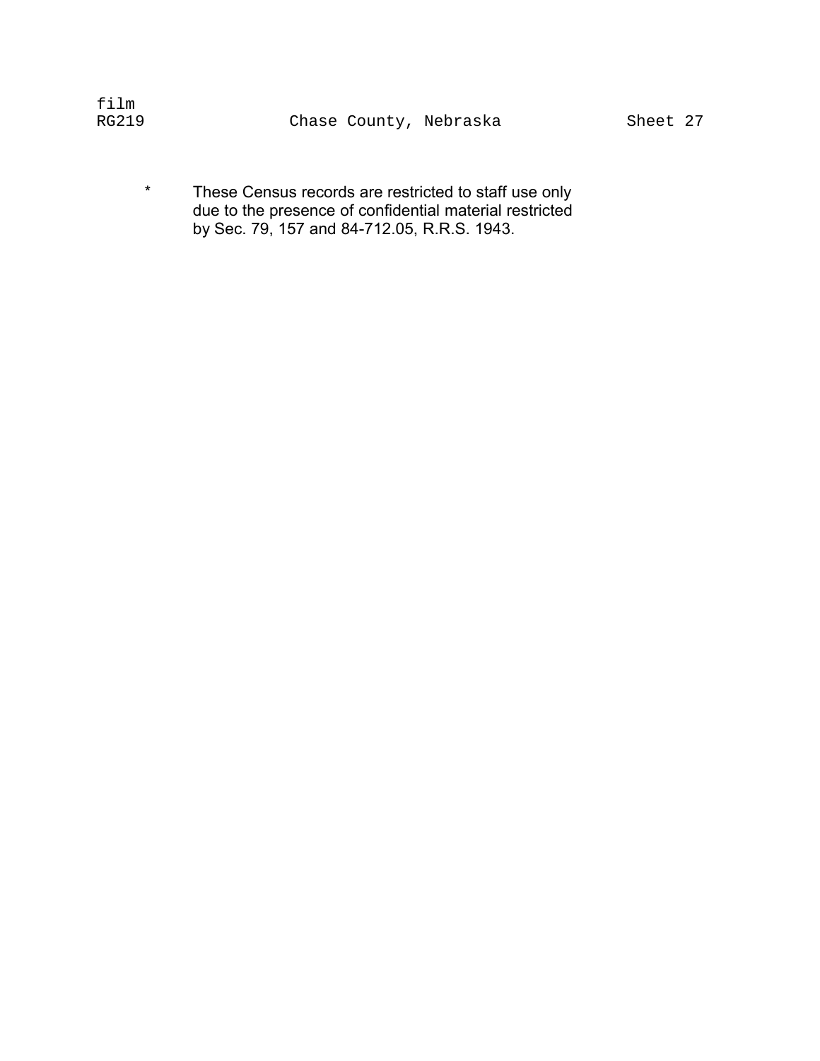film
RG219 Chase County, Nebraska Sheet 27

\* These Census records are restricted to staff use only due to the presence of confidential material restricted by Sec. 79, 157 and 84-712.05, R.R.S. 1943.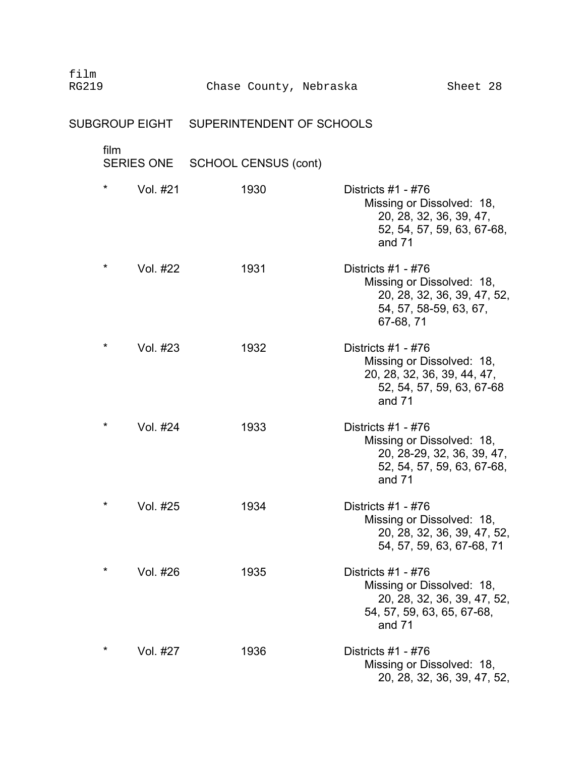film
RG219 Chase County, Nebraska Sheet 28

SUBGROUP EIGHT SUPERINTENDENT OF SCHOOLS

film
SERIES ONE SCHOOL CENSUS (cont)

| | | | |
|---|---|---|---|
| * | Vol. #21 | 1930 | Districts #1 - #76<br>Missing or Dissolved: 18, 20, 28, 32, 36, 39, 47, 52, 54, 57, 59, 63, 67-68, and 71 |
| * | Vol. #22 | 1931 | Districts #1 - #76<br>Missing or Dissolved: 18, 20, 28, 32, 36, 39, 47, 52, 54, 57, 58-59, 63, 67, 67-68, 71 |
| * | Vol. #23 | 1932 | Districts #1 - #76<br>Missing or Dissolved: 18, 20, 28, 32, 36, 39, 44, 47, 52, 54, 57, 59, 63, 67-68 and 71 |
| * | Vol. #24 | 1933 | Districts #1 - #76<br>Missing or Dissolved: 18, 20, 28-29, 32, 36, 39, 47, 52, 54, 57, 59, 63, 67-68, and 71 |
| * | Vol. #25 | 1934 | Districts #1 - #76<br>Missing or Dissolved: 18, 20, 28, 32, 36, 39, 47, 52, 54, 57, 59, 63, 67-68, 71 |
| * | Vol. #26 | 1935 | Districts #1 - #76<br>Missing or Dissolved: 18, 20, 28, 32, 36, 39, 47, 52, 54, 57, 59, 63, 65, 67-68, and 71 |
| * | Vol. #27 | 1936 | Districts #1 - #76<br>Missing or Dissolved: 18, 20, 28, 32, 36, 39, 47, 52, |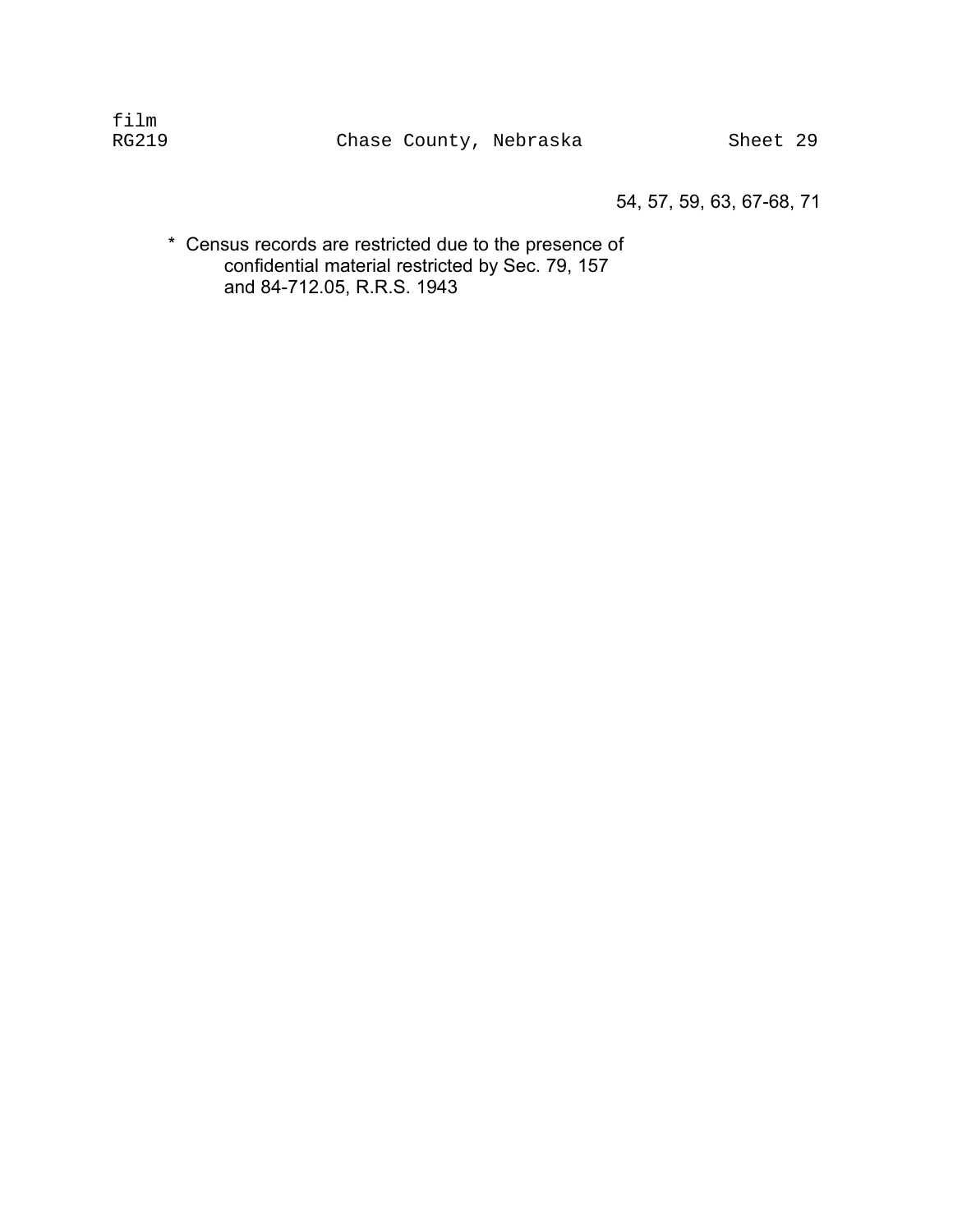film
RG219 Chase County, Nebraska Sheet 29

54, 57, 59, 63, 67-68, 71

\* Census records are restricted due to the presence of confidential material restricted by Sec. 79, 157 and 84-712.05, R.R.S. 1943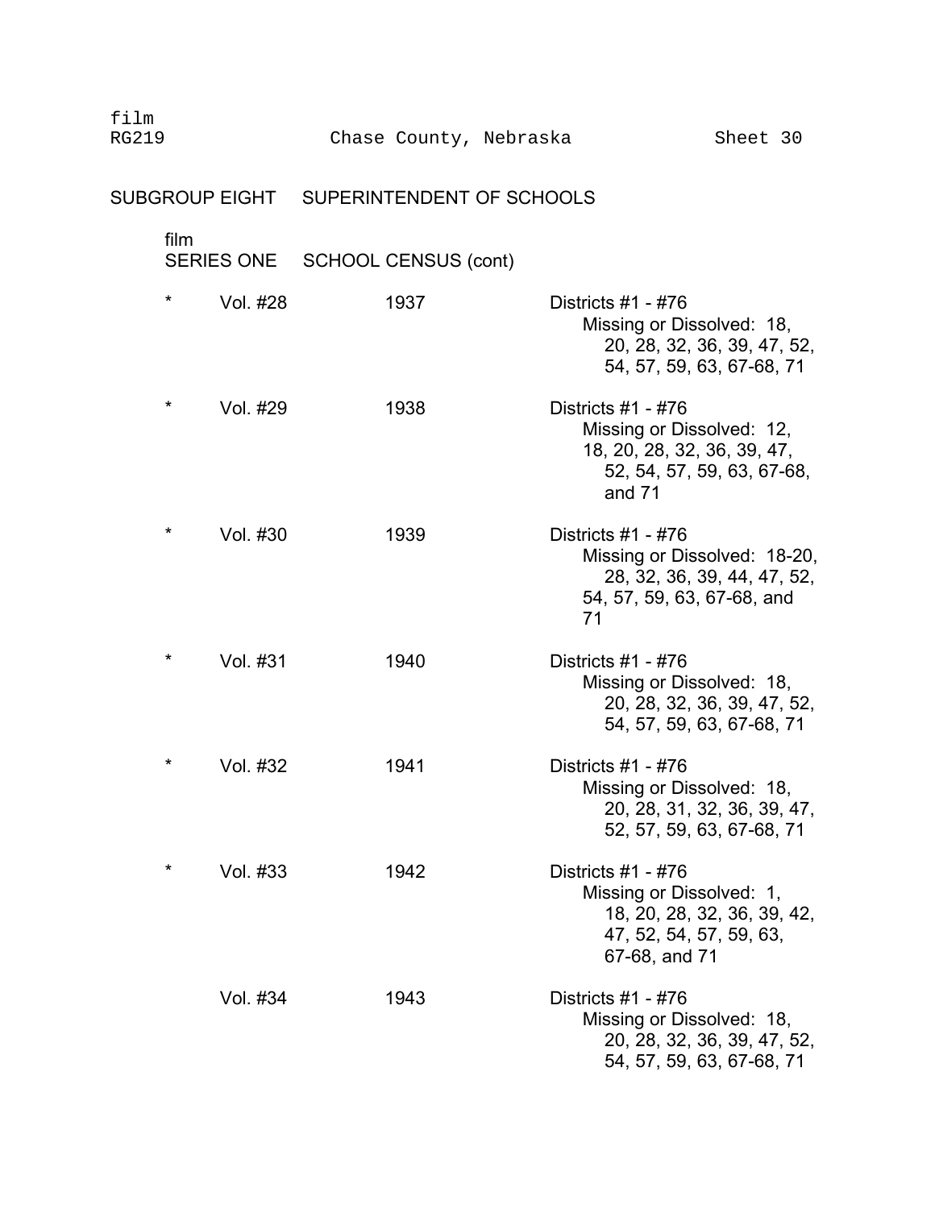film
RG219 Chase County, Nebraska Sheet 30

## SUBGROUP EIGHT SUPERINTENDENT OF SCHOOLS

film
### SERIES ONE SCHOOL CENSUS (cont)

| | Vol. | Year | Contents |
|---|---|---|---|
| * | Vol. #28 | 1937 | Districts #1 - #76<br>Missing or Dissolved: 18, 20, 28, 32, 36, 39, 47, 52, 54, 57, 59, 63, 67-68, 71 |
| * | Vol. #29 | 1938 | Districts #1 - #76<br>Missing or Dissolved: 12, 18, 20, 28, 32, 36, 39, 47, 52, 54, 57, 59, 63, 67-68, and 71 |
| * | Vol. #30 | 1939 | Districts #1 - #76<br>Missing or Dissolved: 18-20, 28, 32, 36, 39, 44, 47, 52, 54, 57, 59, 63, 67-68, and 71 |
| * | Vol. #31 | 1940 | Districts #1 - #76<br>Missing or Dissolved: 18, 20, 28, 32, 36, 39, 47, 52, 54, 57, 59, 63, 67-68, 71 |
| * | Vol. #32 | 1941 | Districts #1 - #76<br>Missing or Dissolved: 18, 20, 28, 31, 32, 36, 39, 47, 52, 57, 59, 63, 67-68, 71 |
| * | Vol. #33 | 1942 | Districts #1 - #76<br>Missing or Dissolved: 1, 18, 20, 28, 32, 36, 39, 42, 47, 52, 54, 57, 59, 63, 67-68, and 71 |
| | Vol. #34 | 1943 | Districts #1 - #76<br>Missing or Dissolved: 18, 20, 28, 32, 36, 39, 47, 52, 54, 57, 59, 63, 67-68, 71 |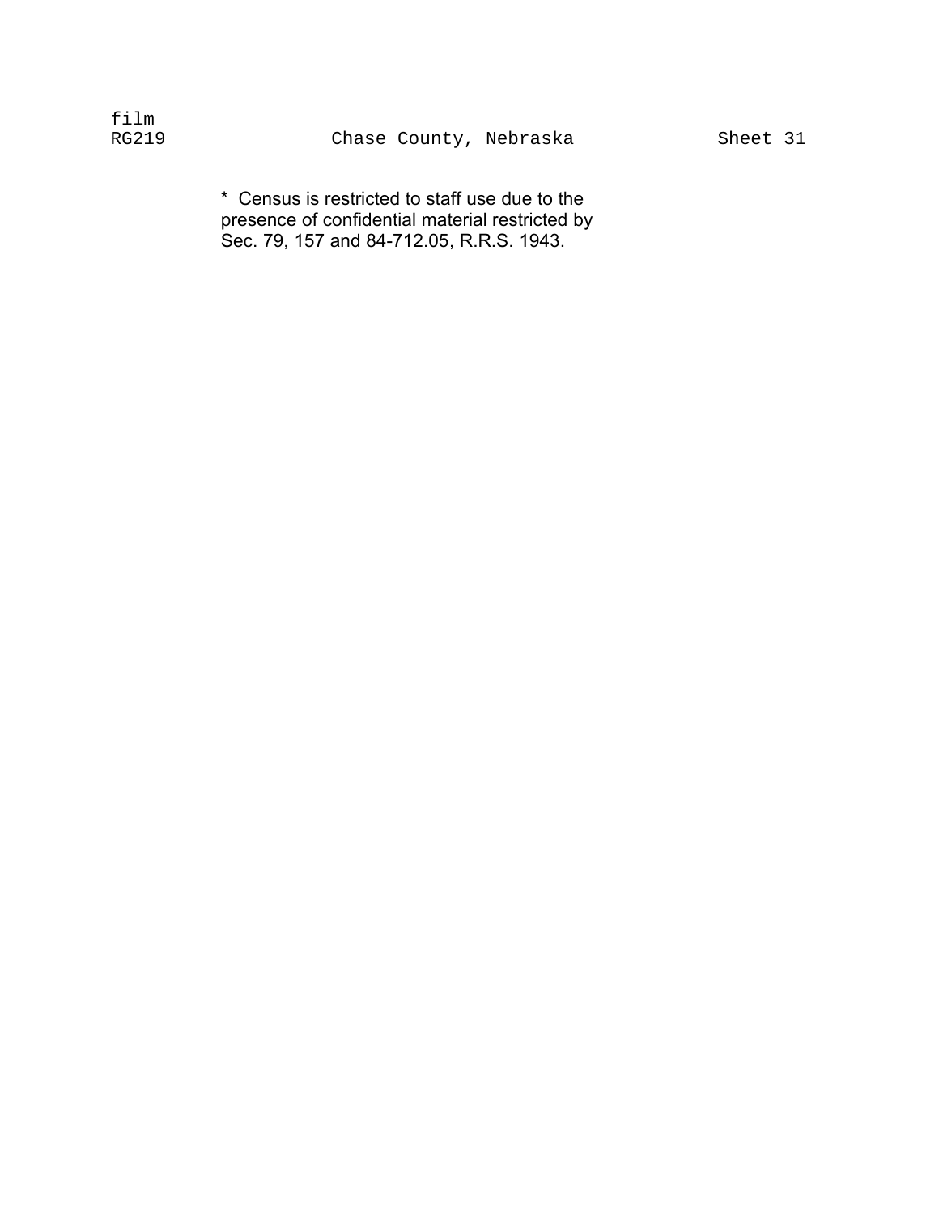film
RG219 Chase County, Nebraska Sheet 31

* Census is restricted to staff use due to the presence of confidential material restricted by Sec. 79, 157 and 84-712.05, R.R.S. 1943.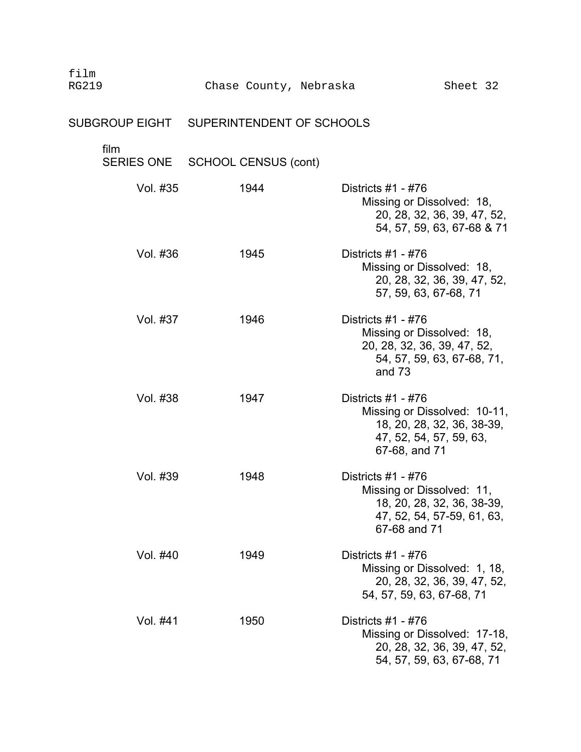film
RG219 Chase County, Nebraska Sheet 32

## SUBGROUP EIGHT SUPERINTENDENT OF SCHOOLS

film
### SERIES ONE SCHOOL CENSUS (cont)

| | | |
|---|---|---|
| Vol. #35 | 1944 | Districts #1 - #76<br>Missing or Dissolved: 18, 20, 28, 32, 36, 39, 47, 52, 54, 57, 59, 63, 67-68 & 71 |
| Vol. #36 | 1945 | Districts #1 - #76<br>Missing or Dissolved: 18, 20, 28, 32, 36, 39, 47, 52, 57, 59, 63, 67-68, 71 |
| Vol. #37 | 1946 | Districts #1 - #76<br>Missing or Dissolved: 18, 20, 28, 32, 36, 39, 47, 52, 54, 57, 59, 63, 67-68, 71, and 73 |
| Vol. #38 | 1947 | Districts #1 - #76<br>Missing or Dissolved: 10-11, 18, 20, 28, 32, 36, 38-39, 47, 52, 54, 57, 59, 63, 67-68, and 71 |
| Vol. #39 | 1948 | Districts #1 - #76<br>Missing or Dissolved: 11, 18, 20, 28, 32, 36, 38-39, 47, 52, 54, 57-59, 61, 63, 67-68 and 71 |
| Vol. #40 | 1949 | Districts #1 - #76<br>Missing or Dissolved: 1, 18, 20, 28, 32, 36, 39, 47, 52, 54, 57, 59, 63, 67-68, 71 |
| Vol. #41 | 1950 | Districts #1 - #76<br>Missing or Dissolved: 17-18, 20, 28, 32, 36, 39, 47, 52, 54, 57, 59, 63, 67-68, 71 |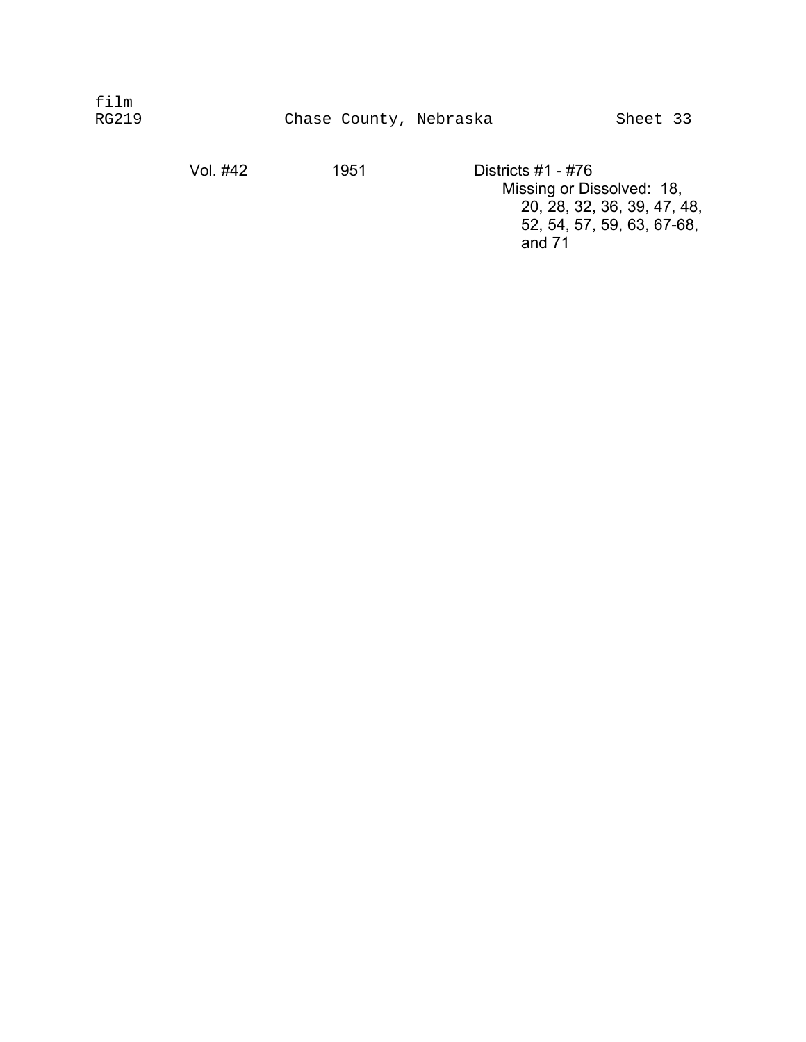film
RG219 Chase County, Nebraska Sheet 33

| | | |
|---|---|---|
| Vol. #42 | 1951 | Districts #1 - #76<br>Missing or Dissolved: 18, 20, 28, 32, 36, 39, 47, 48, 52, 54, 57, 59, 63, 67-68, and 71 |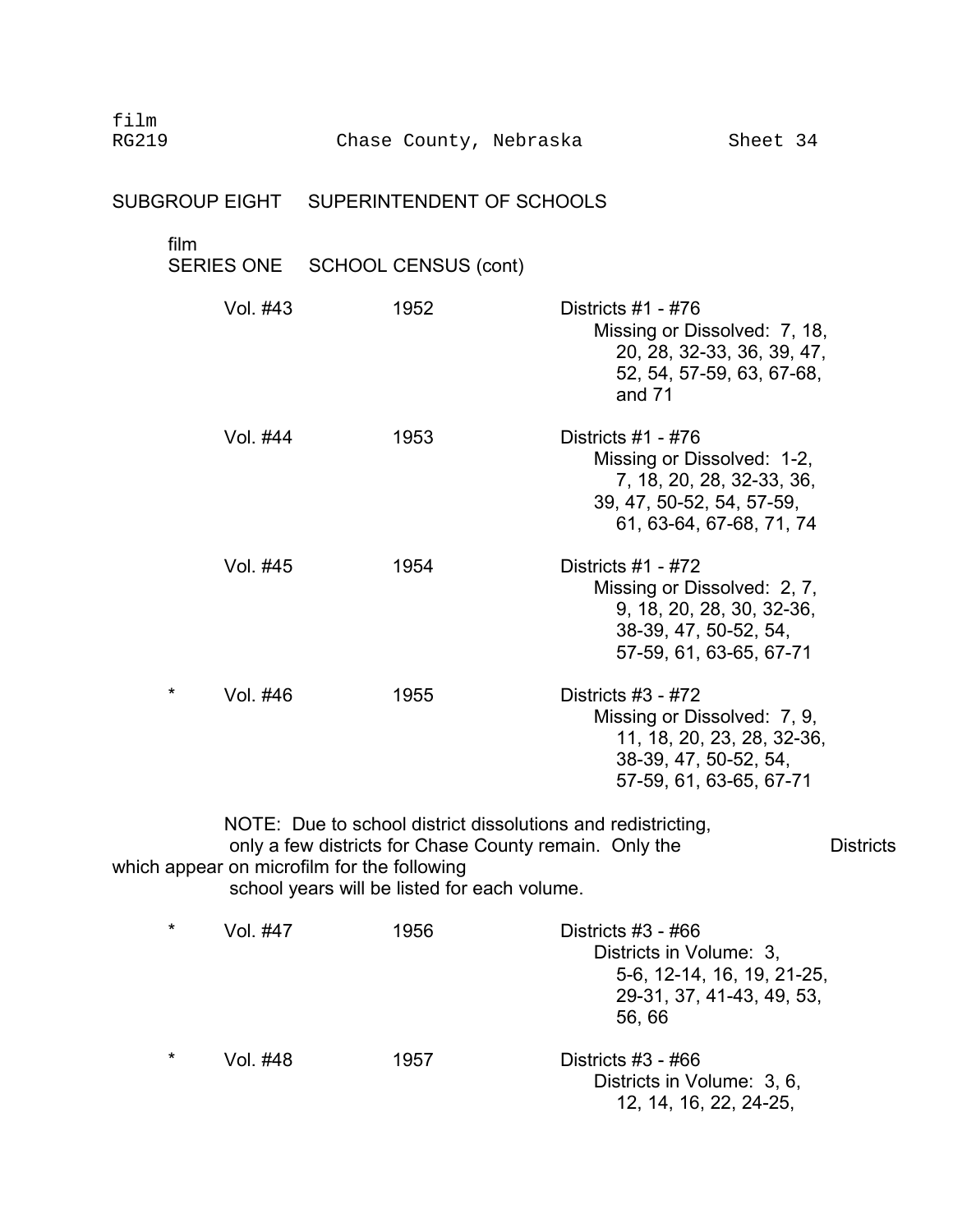film
RG219 Chase County, Nebraska Sheet 34

## SUBGROUP EIGHT SUPERINTENDENT OF SCHOOLS

### film
### SERIES ONE SCHOOL CENSUS (cont)

| | Vol. | Year | Districts |
|---|---|---|---|
| | Vol. #43 | 1952 | Districts #1 - #76<br>Missing or Dissolved: 7, 18, 20, 28, 32-33, 36, 39, 47, 52, 54, 57-59, 63, 67-68, and 71 |
| | Vol. #44 | 1953 | Districts #1 - #76<br>Missing or Dissolved: 1-2, 7, 18, 20, 28, 32-33, 36, 39, 47, 50-52, 54, 57-59, 61, 63-64, 67-68, 71, 74 |
| | Vol. #45 | 1954 | Districts #1 - #72<br>Missing or Dissolved: 2, 7, 9, 18, 20, 28, 30, 32-36, 38-39, 47, 50-52, 54, 57-59, 61, 63-65, 67-71 |
| * | Vol. #46 | 1955 | Districts #3 - #72<br>Missing or Dissolved: 7, 9, 11, 18, 20, 23, 28, 32-36, 38-39, 47, 50-52, 54, 57-59, 61, 63-65, 67-71 |

NOTE: Due to school district dissolutions and redistricting, only a few districts for Chase County remain. Only the Districts which appear on microfilm for the following school years will be listed for each volume.

| | Vol. | Year | Districts |
|---|---|---|---|
| * | Vol. #47 | 1956 | Districts #3 - #66<br>Districts in Volume: 3, 5-6, 12-14, 16, 19, 21-25, 29-31, 37, 41-43, 49, 53, 56, 66 |
| * | Vol. #48 | 1957 | Districts #3 - #66<br>Districts in Volume: 3, 6, 12, 14, 16, 22, 24-25, |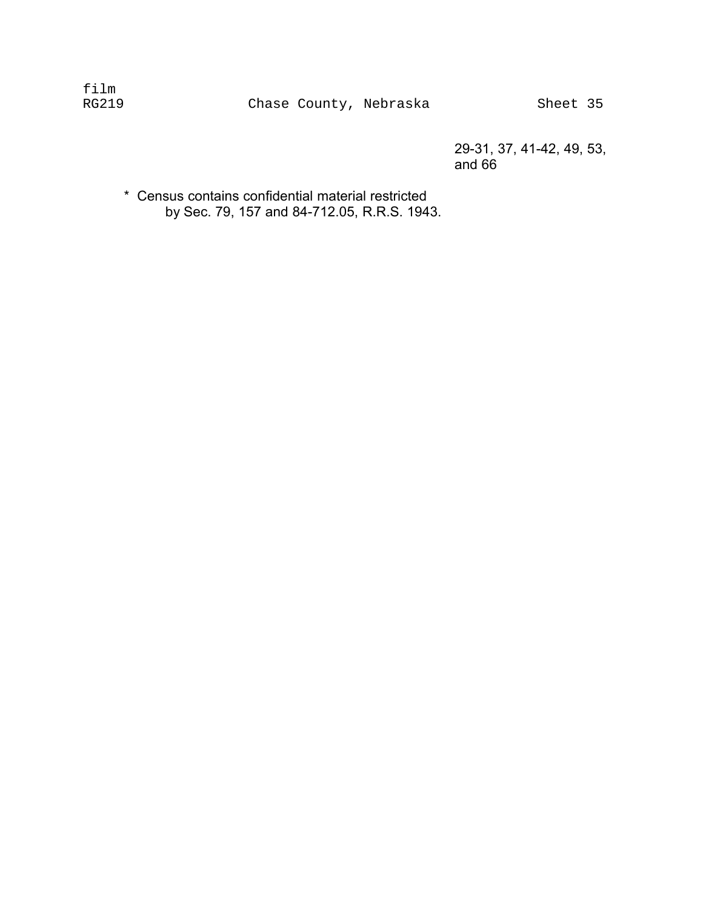film
RG219 Chase County, Nebraska Sheet 35

29-31, 37, 41-42, 49, 53, and 66

\* Census contains confidential material restricted by Sec. 79, 157 and 84-712.05, R.R.S. 1943.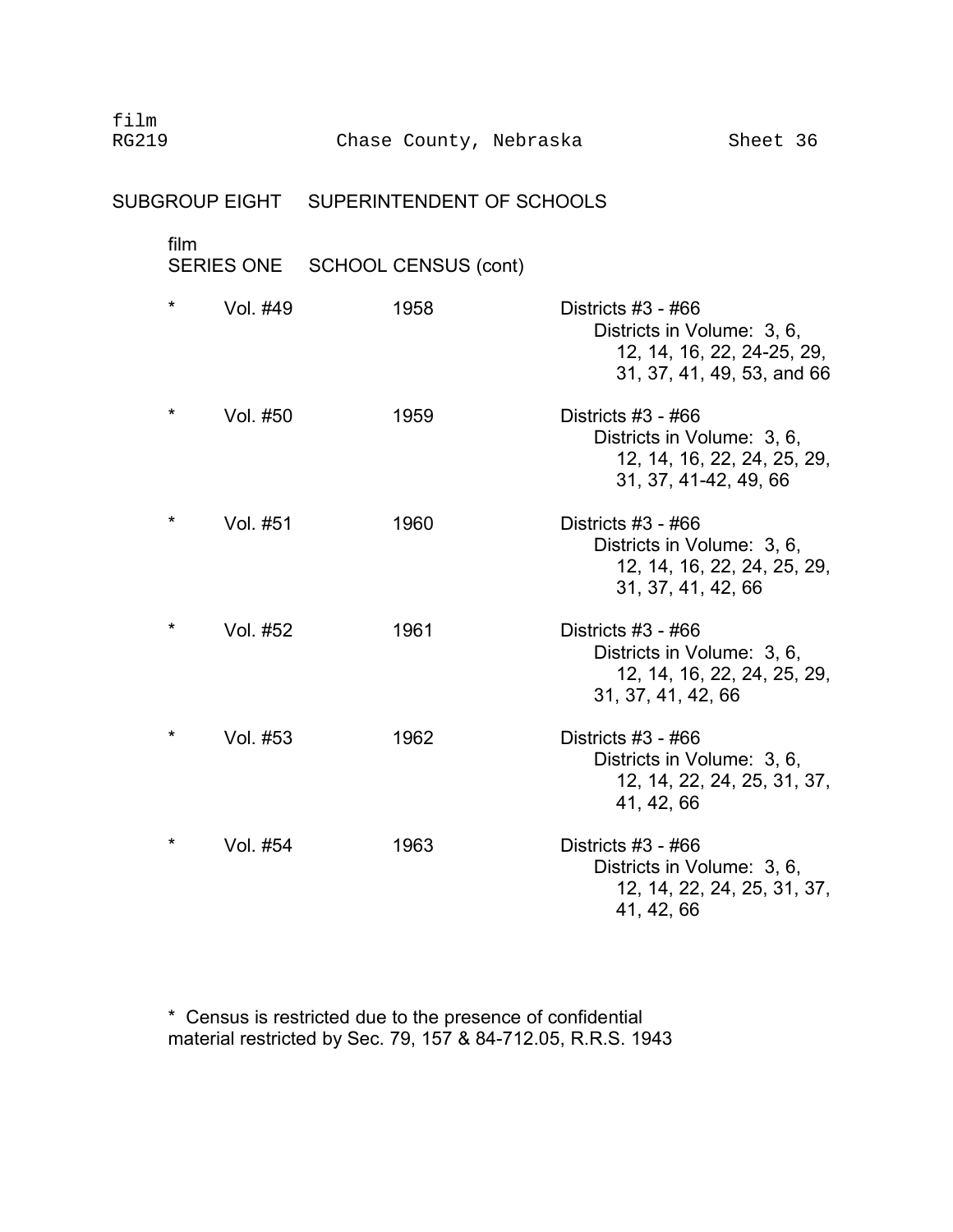film
RG219 Chase County, Nebraska Sheet 36

## SUBGROUP EIGHT SUPERINTENDENT OF SCHOOLS

### film SERIES ONE SCHOOL CENSUS (cont)

| | | | |
|---|---|---|---|
| * | Vol. #49 | 1958 | Districts #3 - #66<br>Districts in Volume: 3, 6, 12, 14, 16, 22, 24-25, 29, 31, 37, 41, 49, 53, and 66 |
| * | Vol. #50 | 1959 | Districts #3 - #66<br>Districts in Volume: 3, 6, 12, 14, 16, 22, 24, 25, 29, 31, 37, 41-42, 49, 66 |
| * | Vol. #51 | 1960 | Districts #3 - #66<br>Districts in Volume: 3, 6, 12, 14, 16, 22, 24, 25, 29, 31, 37, 41, 42, 66 |
| * | Vol. #52 | 1961 | Districts #3 - #66<br>Districts in Volume: 3, 6, 12, 14, 16, 22, 24, 25, 29, 31, 37, 41, 42, 66 |
| * | Vol. #53 | 1962 | Districts #3 - #66<br>Districts in Volume: 3, 6, 12, 14, 22, 24, 25, 31, 37, 41, 42, 66 |
| * | Vol. #54 | 1963 | Districts #3 - #66<br>Districts in Volume: 3, 6, 12, 14, 22, 24, 25, 31, 37, 41, 42, 66 |

* Census is restricted due to the presence of confidential material restricted by Sec. 79, 157 & 84-712.05, R.R.S. 1943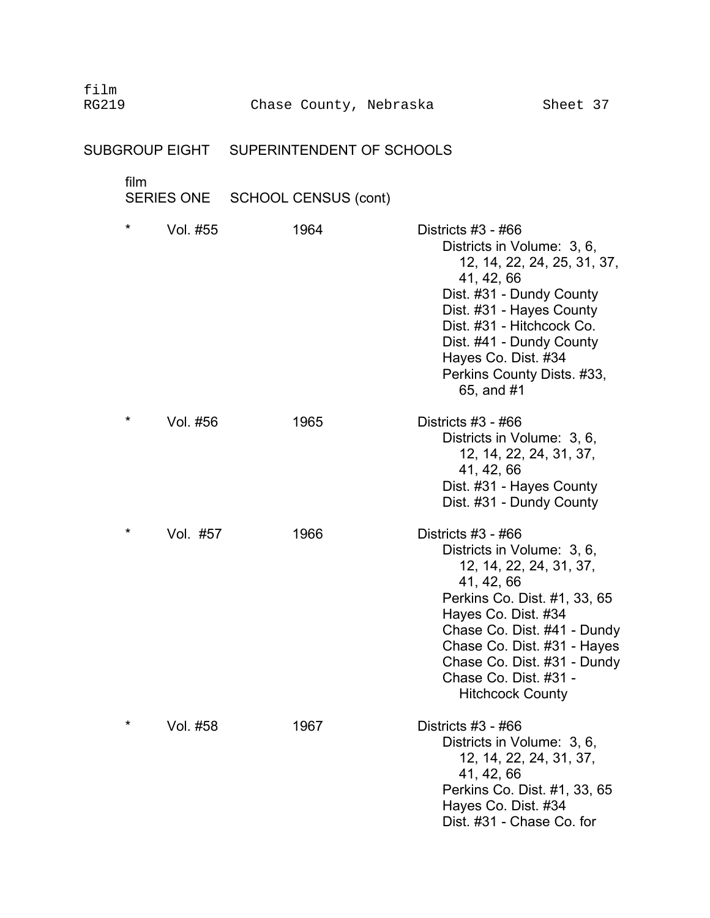film
RG219 Chase County, Nebraska Sheet 37

## SUBGROUP EIGHT SUPERINTENDENT OF SCHOOLS

film
### SERIES ONE SCHOOL CENSUS (cont)

| | | | |
|---|---|---|---|
| * | Vol. #55 | 1964 | Districts #3 - #66<br>Districts in Volume: 3, 6, 12, 14, 22, 24, 25, 31, 37, 41, 42, 66<br>Dist. #31 - Dundy County<br>Dist. #31 - Hayes County<br>Dist. #31 - Hitchcock Co.<br>Dist. #41 - Dundy County<br>Hayes Co. Dist. #34<br>Perkins County Dists. #33, 65, and #1 |
| * | Vol. #56 | 1965 | Districts #3 - #66<br>Districts in Volume: 3, 6, 12, 14, 22, 24, 31, 37, 41, 42, 66<br>Dist. #31 - Hayes County<br>Dist. #31 - Dundy County |
| * | Vol. #57 | 1966 | Districts #3 - #66<br>Districts in Volume: 3, 6, 12, 14, 22, 24, 31, 37, 41, 42, 66<br>Perkins Co. Dist. #1, 33, 65<br>Hayes Co. Dist. #34<br>Chase Co. Dist. #41 - Dundy<br>Chase Co. Dist. #31 - Hayes<br>Chase Co. Dist. #31 - Dundy<br>Chase Co. Dist. #31 - Hitchcock County |
| * | Vol. #58 | 1967 | Districts #3 - #66<br>Districts in Volume: 3, 6, 12, 14, 22, 24, 31, 37, 41, 42, 66<br>Perkins Co. Dist. #1, 33, 65<br>Hayes Co. Dist. #34<br>Dist. #31 - Chase Co. for |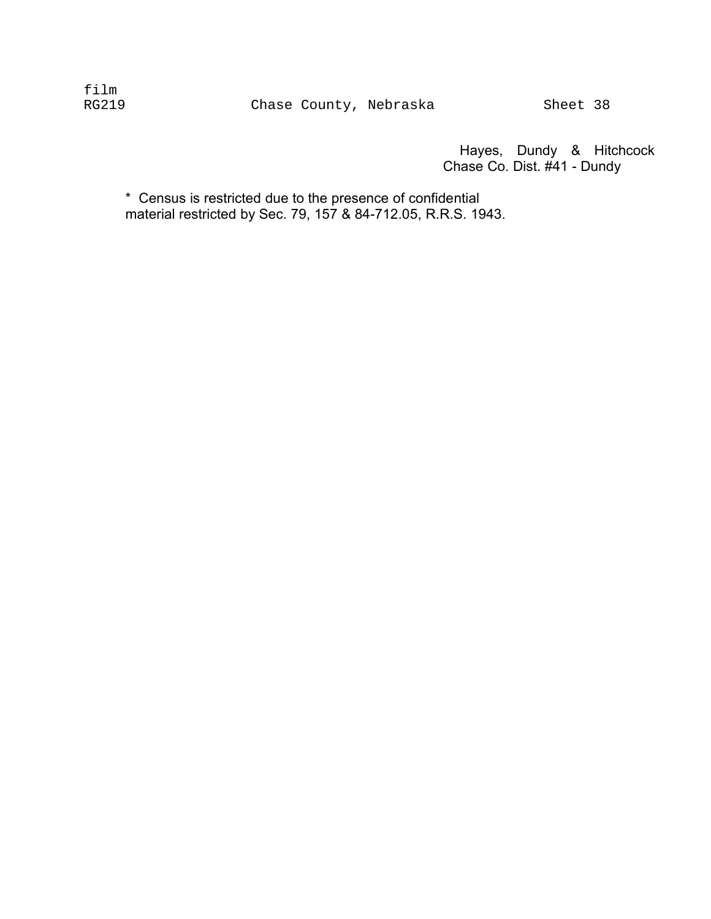film
RG219 Chase County, Nebraska Sheet 38

Hayes, Dundy & Hitchcock
Chase Co. Dist. #41 - Dundy

* Census is restricted due to the presence of confidential material restricted by Sec. 79, 157 & 84-712.05, R.R.S. 1943.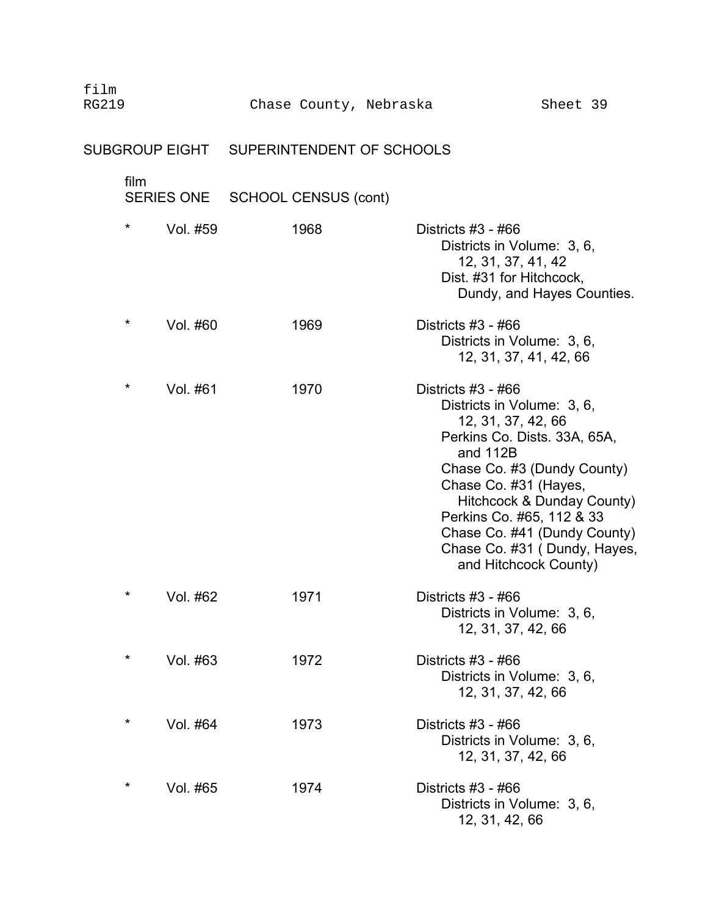film
RG219 Chase County, Nebraska Sheet 39

## SUBGROUP EIGHT SUPERINTENDENT OF SCHOOLS

film
### SERIES ONE SCHOOL CENSUS (cont)

| | Volume | Year | Description |
|---|---|---|---|
| * | Vol. #59 | 1968 | Districts #3 - #66<br>Districts in Volume: 3, 6, 12, 31, 37, 41, 42<br>Dist. #31 for Hitchcock, Dundy, and Hayes Counties. |
| * | Vol. #60 | 1969 | Districts #3 - #66<br>Districts in Volume: 3, 6, 12, 31, 37, 41, 42, 66 |
| * | Vol. #61 | 1970 | Districts #3 - #66<br>Districts in Volume: 3, 6, 12, 31, 37, 42, 66<br>Perkins Co. Dists. 33A, 65A, and 112B<br>Chase Co. #3 (Dundy County)<br>Chase Co. #31 (Hayes, Hitchcock & Dunday County)<br>Perkins Co. #65, 112 & 33<br>Chase Co. #41 (Dundy County)<br>Chase Co. #31 ( Dundy, Hayes, and Hitchcock County) |
| * | Vol. #62 | 1971 | Districts #3 - #66<br>Districts in Volume: 3, 6, 12, 31, 37, 42, 66 |
| * | Vol. #63 | 1972 | Districts #3 - #66<br>Districts in Volume: 3, 6, 12, 31, 37, 42, 66 |
| * | Vol. #64 | 1973 | Districts #3 - #66<br>Districts in Volume: 3, 6, 12, 31, 37, 42, 66 |
| * | Vol. #65 | 1974 | Districts #3 - #66<br>Districts in Volume: 3, 6, 12, 31, 42, 66 |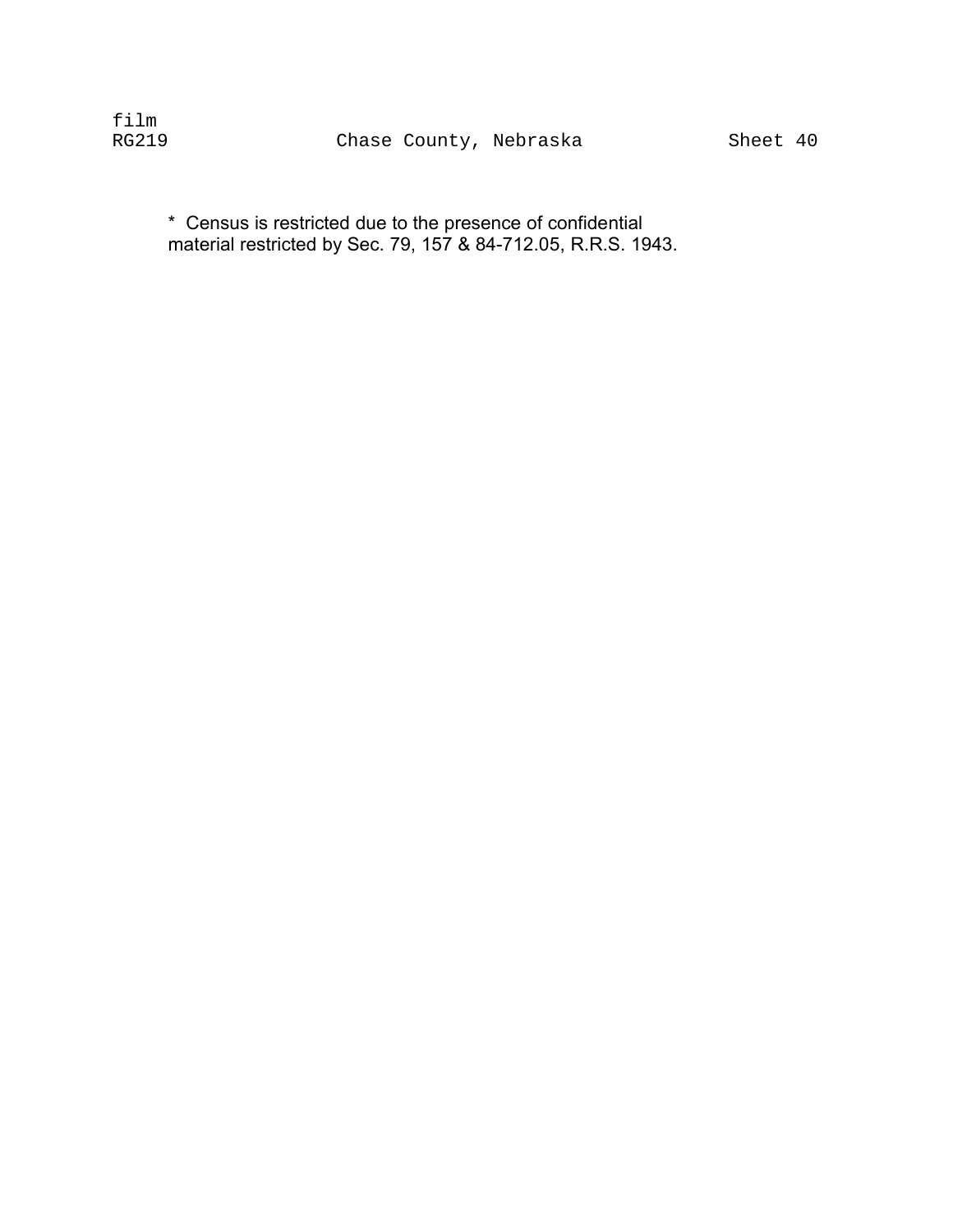film
RG219 Chase County, Nebraska Sheet 40

* Census is restricted due to the presence of confidential material restricted by Sec. 79, 157 & 84-712.05, R.R.S. 1943.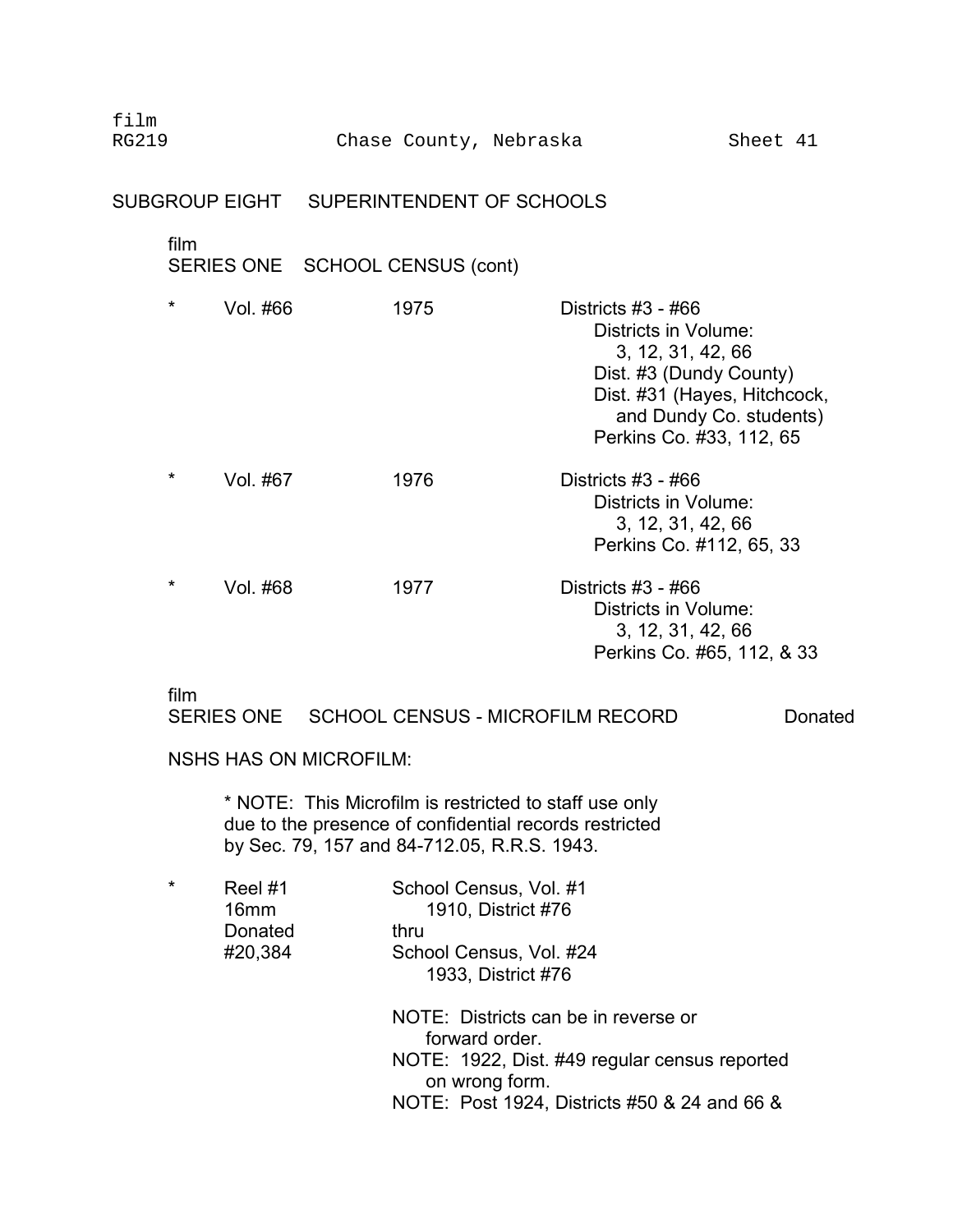## SUBGROUP EIGHT SUPERINTENDENT OF SCHOOLS

film
### SERIES ONE SCHOOL CENSUS (cont)

| | | | |
|---|---|---|---|
| * | Vol. #66 | 1975 | Districts #3 - #66<br>Districts in Volume:<br>3, 12, 31, 42, 66<br>Dist. #3 (Dundy County)<br>Dist. #31 (Hayes, Hitchcock, and Dundy Co. students)<br>Perkins Co. #33, 112, 65 |
| * | Vol. #67 | 1976 | Districts #3 - #66<br>Districts in Volume:<br>3, 12, 31, 42, 66<br>Perkins Co. #112, 65, 33 |
| * | Vol. #68 | 1977 | Districts #3 - #66<br>Districts in Volume:<br>3, 12, 31, 42, 66<br>Perkins Co. #65, 112, & 33 |

film
### SERIES ONE SCHOOL CENSUS - MICROFILM RECORD Donated

NSHS HAS ON MICROFILM:

* NOTE: This Microfilm is restricted to staff use only due to the presence of confidential records restricted by Sec. 79, 157 and 84-712.05, R.R.S. 1943.

| | | |
|---|---|---|
| * | Reel #1<br>16mm<br>Donated<br>#20,384 | School Census, Vol. #1<br>1910, District #76<br>thru<br>School Census, Vol. #24<br>1933, District #76<br><br>NOTE: Districts can be in reverse or forward order.<br>NOTE: 1922, Dist. #49 regular census reported on wrong form.<br>NOTE: Post 1924, Districts #50 & 24 and 66 & |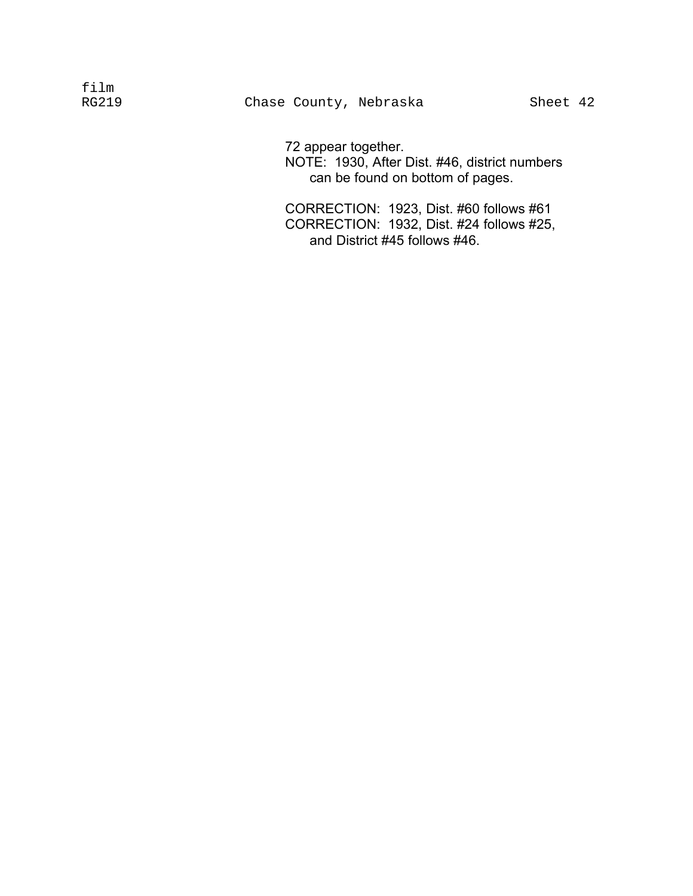72 appear together.

NOTE: 1930, After Dist. #46, district numbers can be found on bottom of pages.

CORRECTION: 1923, Dist. #60 follows #61

CORRECTION: 1932, Dist. #24 follows #25, and District #45 follows #46.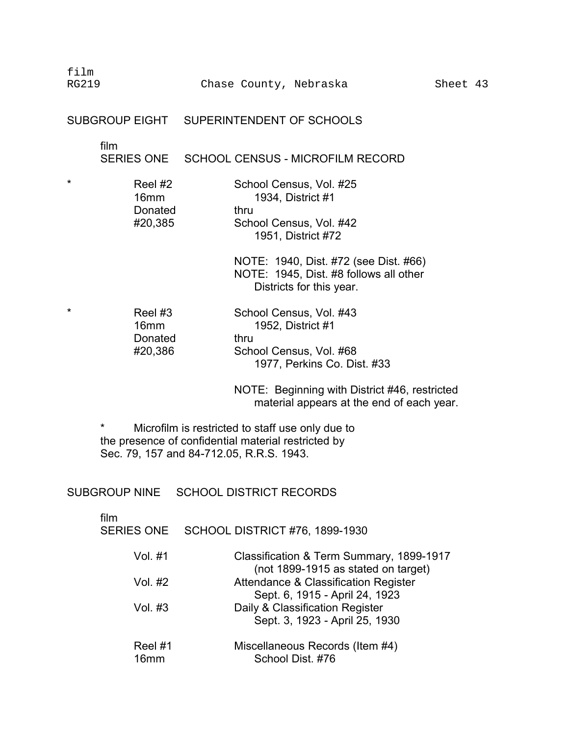film
RG219 Chase County, Nebraska Sheet 43

## SUBGROUP EIGHT SUPERINTENDENT OF SCHOOLS

film
### SERIES ONE SCHOOL CENSUS - MICROFILM RECORD

| | | |
|---|---|---|
| * | Reel #2<br>16mm<br>Donated<br>#20,385 | School Census, Vol. #25<br>1934, District #1<br>thru<br>School Census, Vol. #42<br>1951, District #72<br><br>NOTE: 1940, Dist. #72 (see Dist. #66)<br>NOTE: 1945, Dist. #8 follows all other Districts for this year. |
| * | Reel #3<br>16mm<br>Donated<br>#20,386 | School Census, Vol. #43<br>1952, District #1<br>thru<br>School Census, Vol. #68<br>1977, Perkins Co. Dist. #33<br><br>NOTE: Beginning with District #46, restricted material appears at the end of each year. |

\* Microfilm is restricted to staff use only due to the presence of confidential material restricted by Sec. 79, 157 and 84-712.05, R.R.S. 1943.

## SUBGROUP NINE SCHOOL DISTRICT RECORDS

film
### SERIES ONE SCHOOL DISTRICT #76, 1899-1930

| | |
|---|---|
| Vol. #1 | Classification & Term Summary, 1899-1917<br>(not 1899-1915 as stated on target) |
| Vol. #2 | Attendance & Classification Register<br>Sept. 6, 1915 - April 24, 1923 |
| Vol. #3 | Daily & Classification Register<br>Sept. 3, 1923 - April 25, 1930 |
| Reel #1<br>16mm | Miscellaneous Records (Item #4)<br>School Dist. #76 |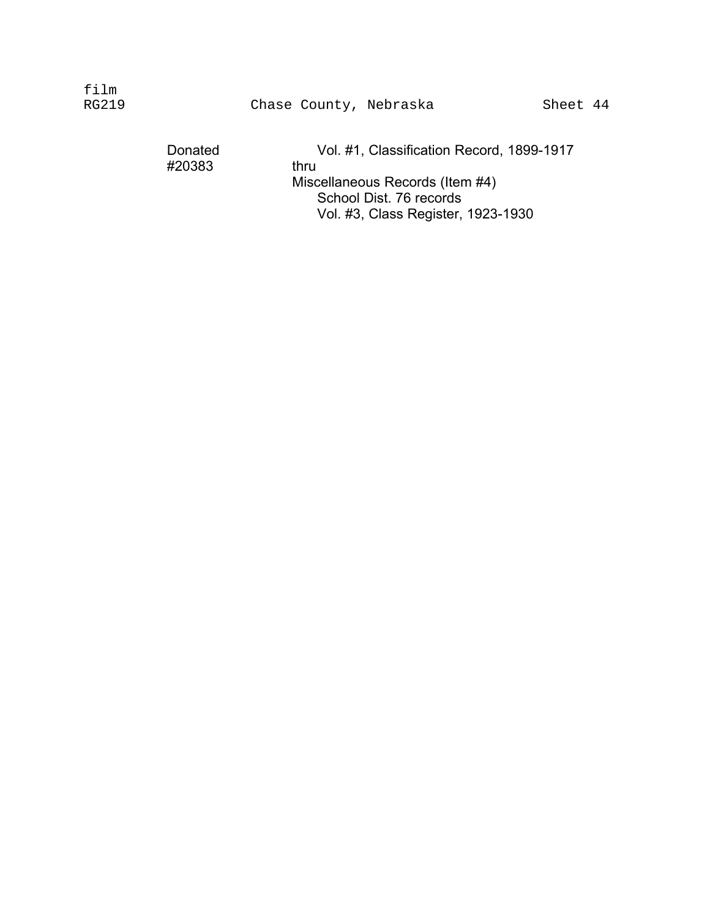film
RG219 Chase County, Nebraska Sheet 44

| | |
|---|---|
| Donated #20383 | Vol. #1, Classification Record, 1899-1917 |
| | thru |
| | Miscellaneous Records (Item #4) |
| | School Dist. 76 records |
| | Vol. #3, Class Register, 1923-1930 |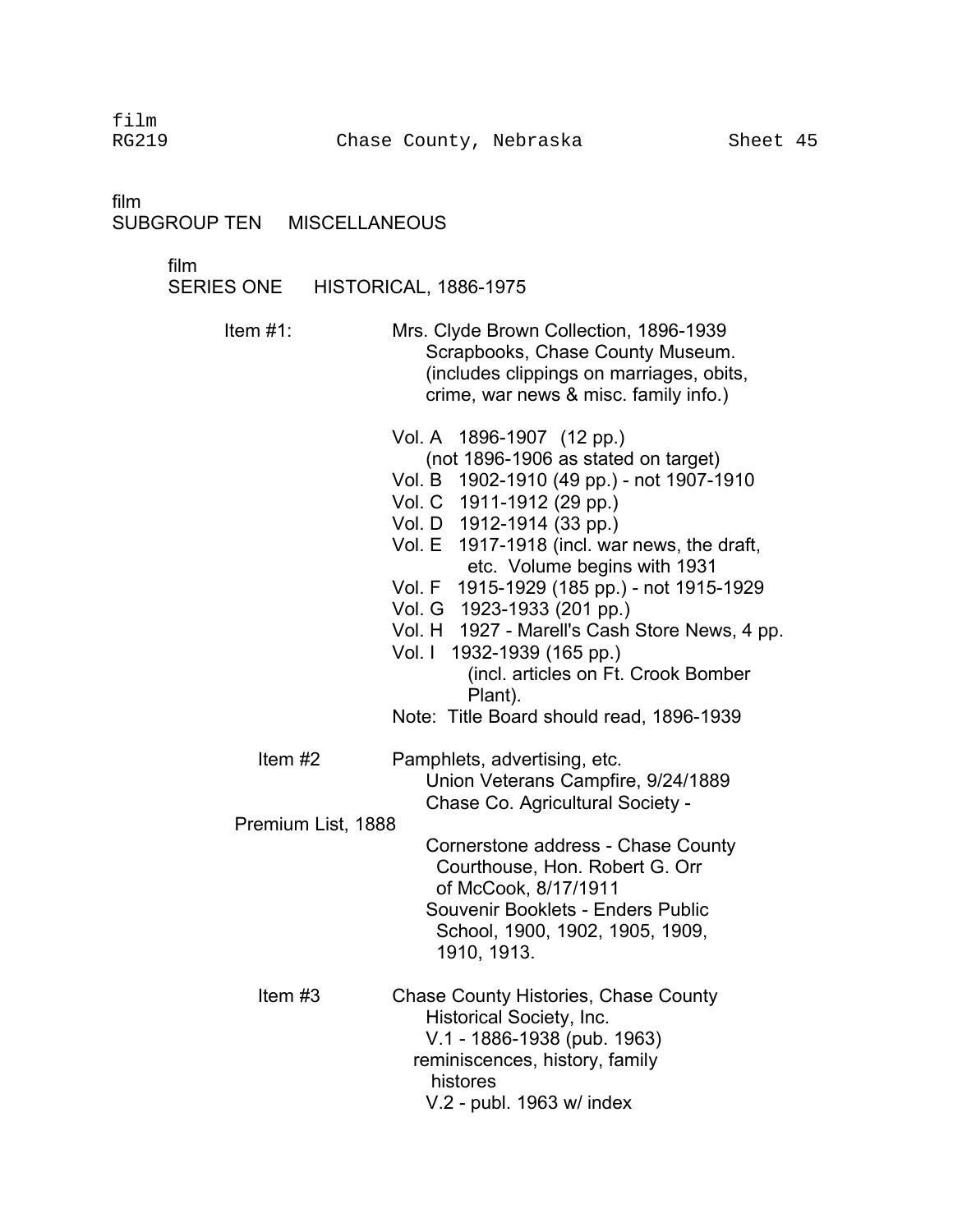film
RG219 Chase County, Nebraska Sheet 45

film
SUBGROUP TEN MISCELLANEOUS

film
SERIES ONE HISTORICAL, 1886-1975

Item #1: Mrs. Clyde Brown Collection, 1896-1939
Scrapbooks, Chase County Museum.
(includes clippings on marriages, obits, crime, war news & misc. family info.)

Vol. A 1896-1907 (12 pp.)
(not 1896-1906 as stated on target)
Vol. B 1902-1910 (49 pp.) - not 1907-1910
Vol. C 1911-1912 (29 pp.)
Vol. D 1912-1914 (33 pp.)
Vol. E 1917-1918 (incl. war news, the draft, etc. Volume begins with 1931
Vol. F 1915-1929 (185 pp.) - not 1915-1929
Vol. G 1923-1933 (201 pp.)
Vol. H 1927 - Marell's Cash Store News, 4 pp.
Vol. I 1932-1939 (165 pp.)
(incl. articles on Ft. Crook Bomber Plant).
Note: Title Board should read, 1896-1939

Item #2 Pamphlets, advertising, etc.
Union Veterans Campfire, 9/24/1889
Chase Co. Agricultural Society -
Premium List, 1888
Cornerstone address - Chase County Courthouse, Hon. Robert G. Orr of McCook, 8/17/1911
Souvenir Booklets - Enders Public School, 1900, 1902, 1905, 1909, 1910, 1913.

Item #3 Chase County Histories, Chase County Historical Society, Inc.
V.1 - 1886-1938 (pub. 1963)
reminiscences, history, family histores
V.2 - publ. 1963 w/ index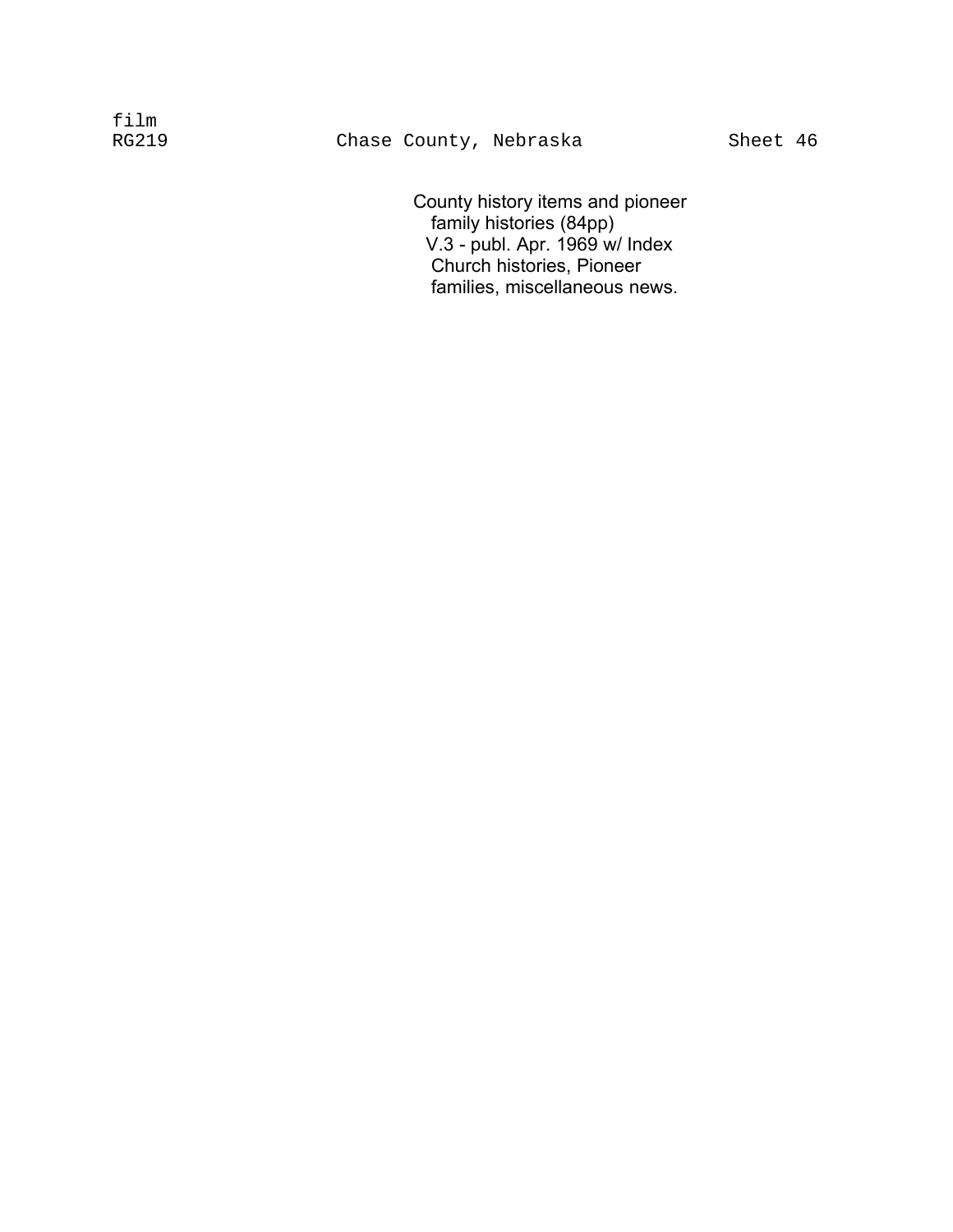film
RG219 Chase County, Nebraska Sheet 46

County history items and pioneer
family histories (84pp)
V.3 - publ. Apr. 1969 w/ Index
Church histories, Pioneer
families, miscellaneous news.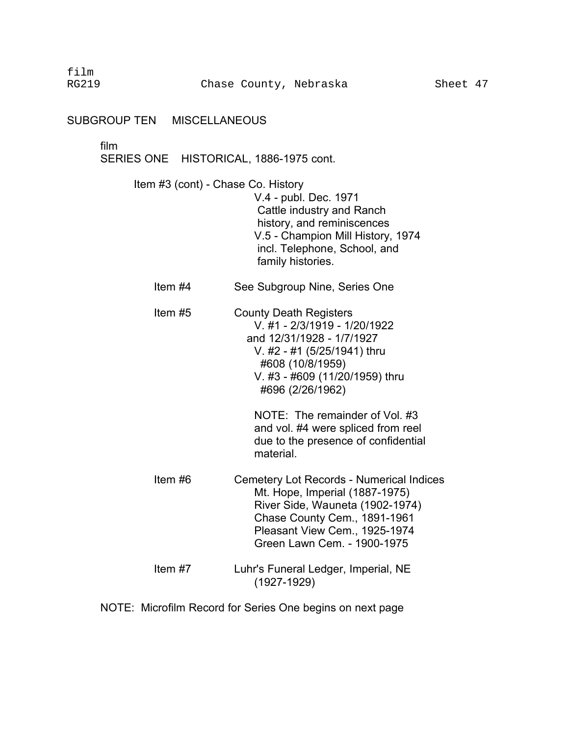film
RG219 Chase County, Nebraska Sheet 47

## SUBGROUP TEN MISCELLANEOUS

film
### SERIES ONE HISTORICAL, 1886-1975 cont.

Item #3 (cont) - Chase Co. History
V.4 - publ. Dec. 1971
Cattle industry and Ranch history, and reminiscences
V.5 - Champion Mill History, 1974
incl. Telephone, School, and family histories.

Item #4 See Subgroup Nine, Series One

Item #5 County Death Registers
V. #1 - 2/3/1919 - 1/20/1922
and 12/31/1928 - 1/7/1927
V. #2 - #1 (5/25/1941) thru
#608 (10/8/1959)
V. #3 - #609 (11/20/1959) thru
#696 (2/26/1962)

NOTE: The remainder of Vol. #3 and vol. #4 were spliced from reel due to the presence of confidential material.

Item #6 Cemetery Lot Records - Numerical Indices
Mt. Hope, Imperial (1887-1975)
River Side, Wauneta (1902-1974)
Chase County Cem., 1891-1961
Pleasant View Cem., 1925-1974
Green Lawn Cem. - 1900-1975

Item #7 Luhr's Funeral Ledger, Imperial, NE
(1927-1929)

NOTE: Microfilm Record for Series One begins on next page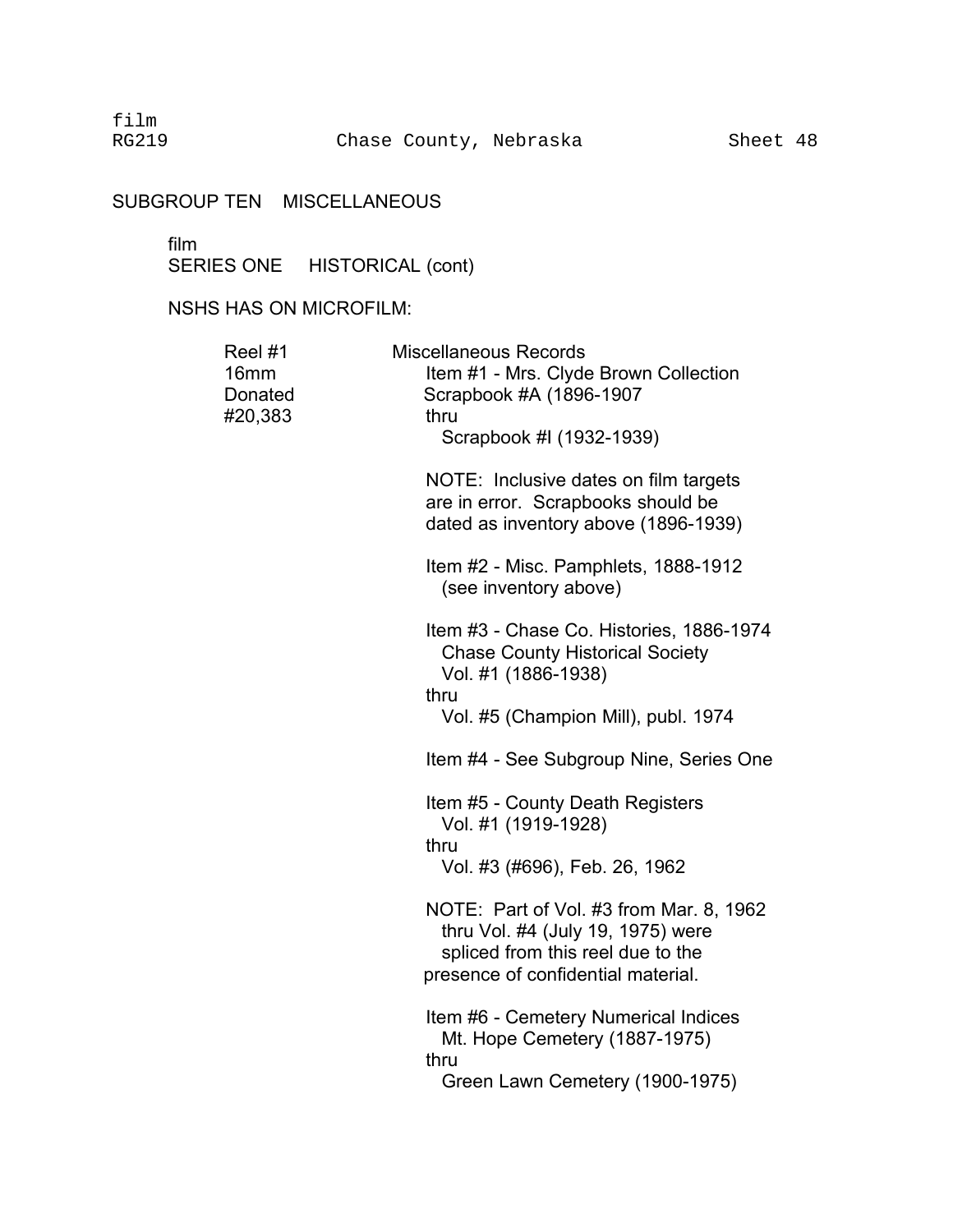film
RG219 Chase County, Nebraska Sheet 48

## SUBGROUP TEN MISCELLANEOUS

film
### SERIES ONE HISTORICAL (cont)

NSHS HAS ON MICROFILM:

| | |
|---|---|
| Reel #1<br>16mm<br>Donated<br>#20,383 | Miscellaneous Records<br>Item #1 - Mrs. Clyde Brown Collection<br>Scrapbook #A (1896-1907<br>thru<br>Scrapbook #I (1932-1939)<br><br>NOTE: Inclusive dates on film targets are in error. Scrapbooks should be dated as inventory above (1896-1939)<br><br>Item #2 - Misc. Pamphlets, 1888-1912 (see inventory above)<br><br>Item #3 - Chase Co. Histories, 1886-1974<br>Chase County Historical Society<br>Vol. #1 (1886-1938)<br>thru<br>Vol. #5 (Champion Mill), publ. 1974<br><br>Item #4 - See Subgroup Nine, Series One<br><br>Item #5 - County Death Registers<br>Vol. #1 (1919-1928)<br>thru<br>Vol. #3 (#696), Feb. 26, 1962<br><br>NOTE: Part of Vol. #3 from Mar. 8, 1962 thru Vol. #4 (July 19, 1975) were spliced from this reel due to the presence of confidential material.<br><br>Item #6 - Cemetery Numerical Indices<br>Mt. Hope Cemetery (1887-1975)<br>thru<br>Green Lawn Cemetery (1900-1975) |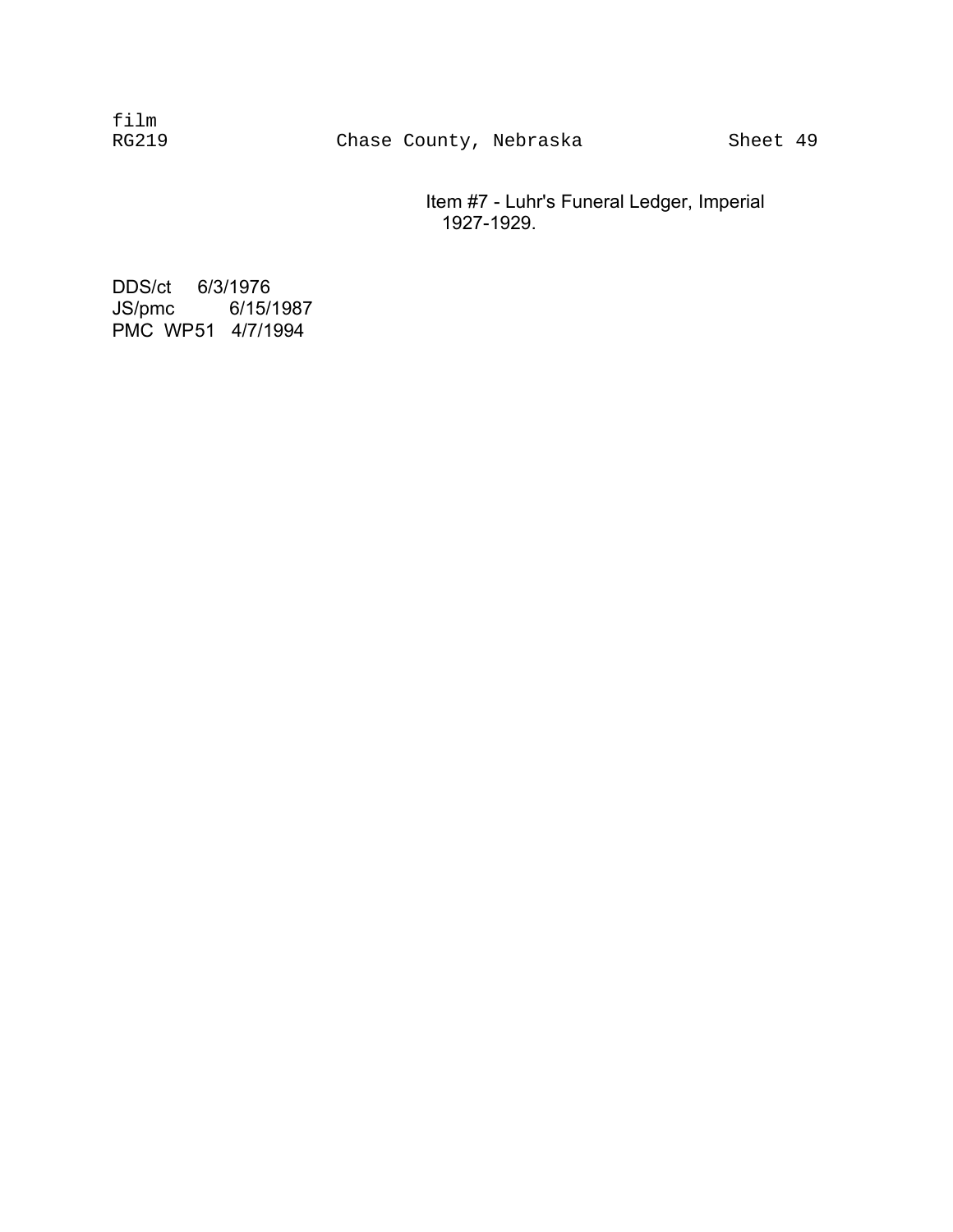film
RG219 Chase County, Nebraska Sheet 49

Item #7 - Luhr's Funeral Ledger, Imperial
1927-1929.

DDS/ct 6/3/1976
JS/pmc 6/15/1987
PMC WP51 4/7/1994